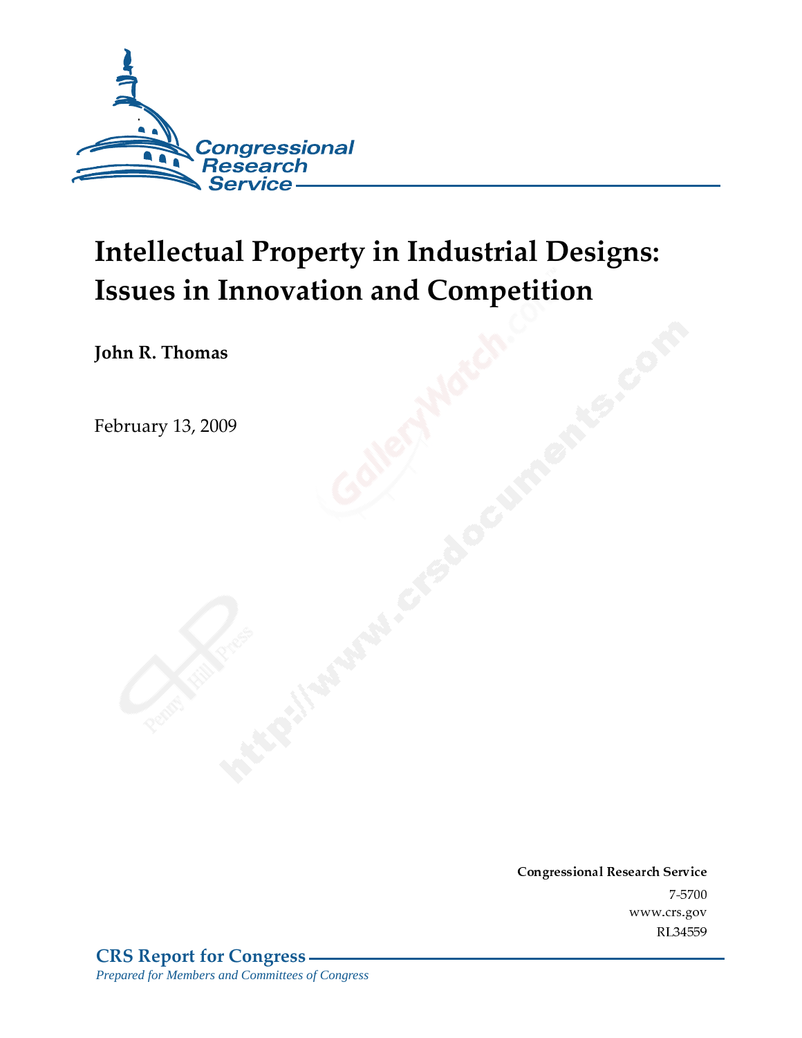Congressional Research Service

# Intellectual Property in Industrial Designs: Issues in Innovation and Competition

**John R. Thomas**

February 13, 2009

**Congressional Research Service**

7-5700

www.crs.gov

RL34559

**CRS Report for Congress**

*Prepared for Members and Committees of Congress*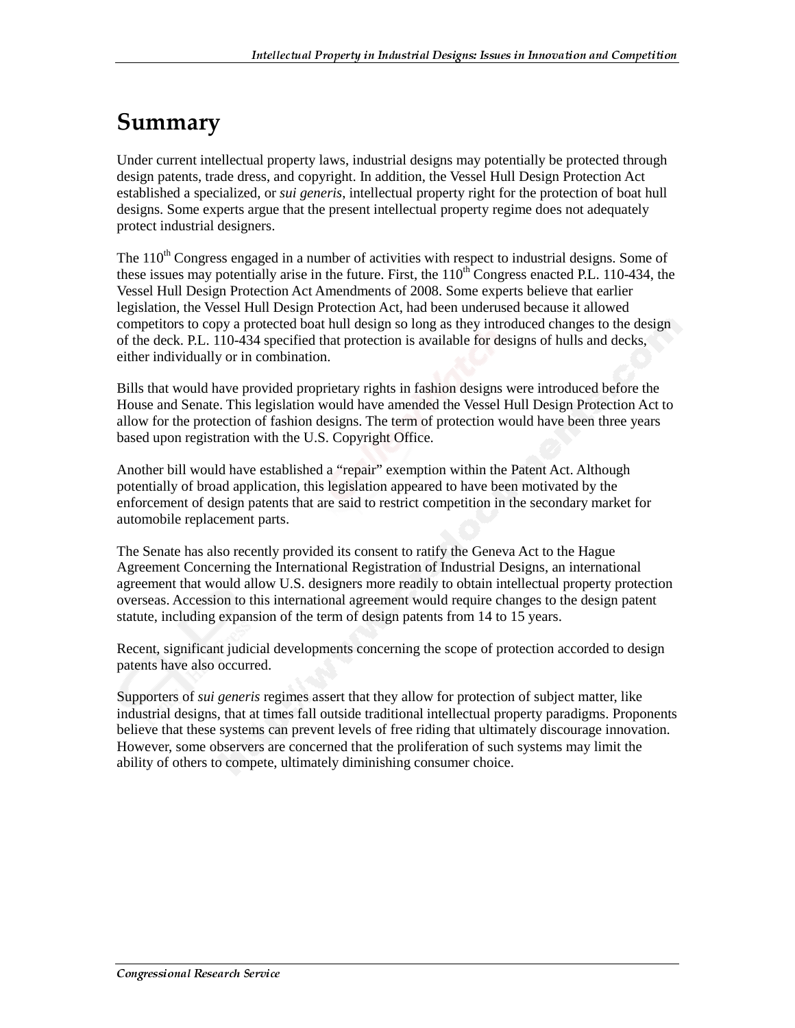# Summary

Under current intellectual property laws, industrial designs may potentially be protected through design patents, trade dress, and copyright. In addition, the Vessel Hull Design Protection Act established a specialized, or *sui generis*, intellectual property right for the protection of boat hull designs. Some experts argue that the present intellectual property regime does not adequately protect industrial designers.

The 110th Congress engaged in a number of activities with respect to industrial designs. Some of these issues may potentially arise in the future. First, the 110th Congress enacted P.L. 110-434, the Vessel Hull Design Protection Act Amendments of 2008. Some experts believe that earlier legislation, the Vessel Hull Design Protection Act, had been underused because it allowed competitors to copy a protected boat hull design so long as they introduced changes to the design of the deck. P.L. 110-434 specified that protection is available for designs of hulls and decks, either individually or in combination.

Bills that would have provided proprietary rights in fashion designs were introduced before the House and Senate. This legislation would have amended the Vessel Hull Design Protection Act to allow for the protection of fashion designs. The term of protection would have been three years based upon registration with the U.S. Copyright Office.

Another bill would have established a "repair" exemption within the Patent Act. Although potentially of broad application, this legislation appeared to have been motivated by the enforcement of design patents that are said to restrict competition in the secondary market for automobile replacement parts.

The Senate has also recently provided its consent to ratify the Geneva Act to the Hague Agreement Concerning the International Registration of Industrial Designs, an international agreement that would allow U.S. designers more readily to obtain intellectual property protection overseas. Accession to this international agreement would require changes to the design patent statute, including expansion of the term of design patents from 14 to 15 years.

Recent, significant judicial developments concerning the scope of protection accorded to design patents have also occurred.

Supporters of *sui generis* regimes assert that they allow for protection of subject matter, like industrial designs, that at times fall outside traditional intellectual property paradigms. Proponents believe that these systems can prevent levels of free riding that ultimately discourage innovation. However, some observers are concerned that the proliferation of such systems may limit the ability of others to compete, ultimately diminishing consumer choice.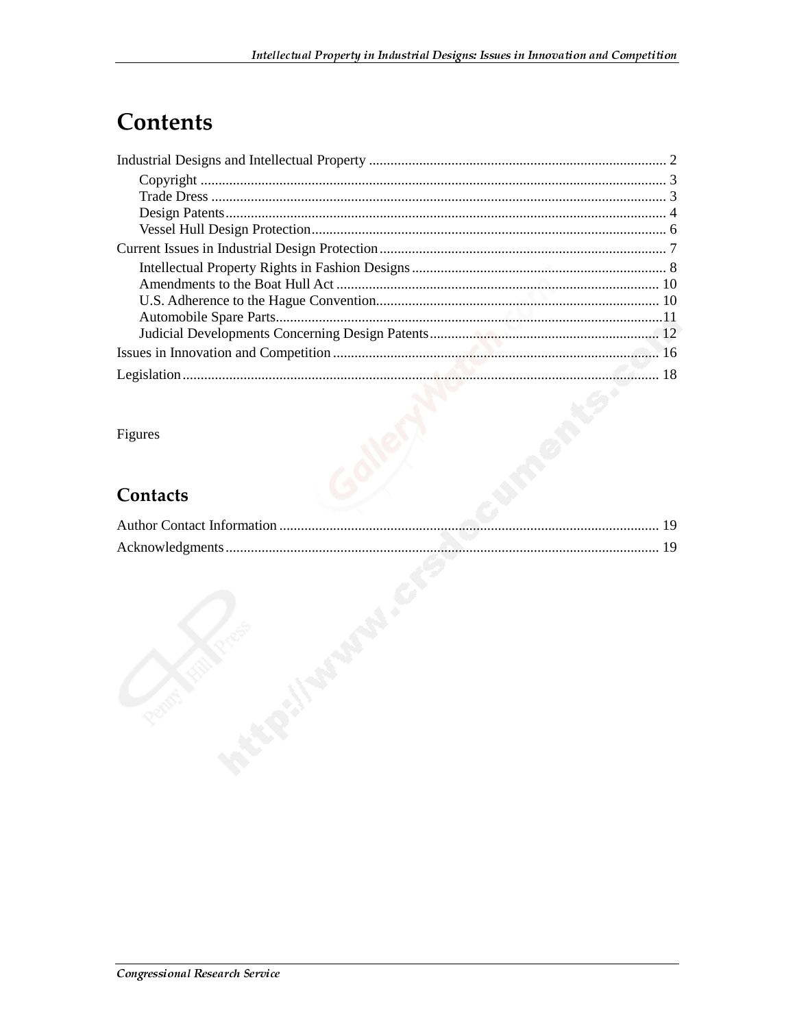# Contents

Industrial Designs and Intellectual Property .................................................................................. 2

Copyright ................................................................................................................................ 3

Trade Dress ............................................................................................................................. 3

Design Patents......................................................................................................................... 4

Vessel Hull Design Protection................................................................................................. 6

Current Issues in Industrial Design Protection ............................................................................... 7

Intellectual Property Rights in Fashion Designs ...................................................................... 8

Amendments to the Boat Hull Act ......................................................................................... 10

U.S. Adherence to the Hague Convention.............................................................................. 10

Automobile Spare Parts..........................................................................................................11

Judicial Developments Concerning Design Patents .............................................................. 12

Issues in Innovation and Competition ........................................................................................ 16

Legislation.................................................................................................................................... 18

Figures

## Contacts

Author Contact Information ......................................................................................................... 19

Acknowledgments....................................................................................................................... 19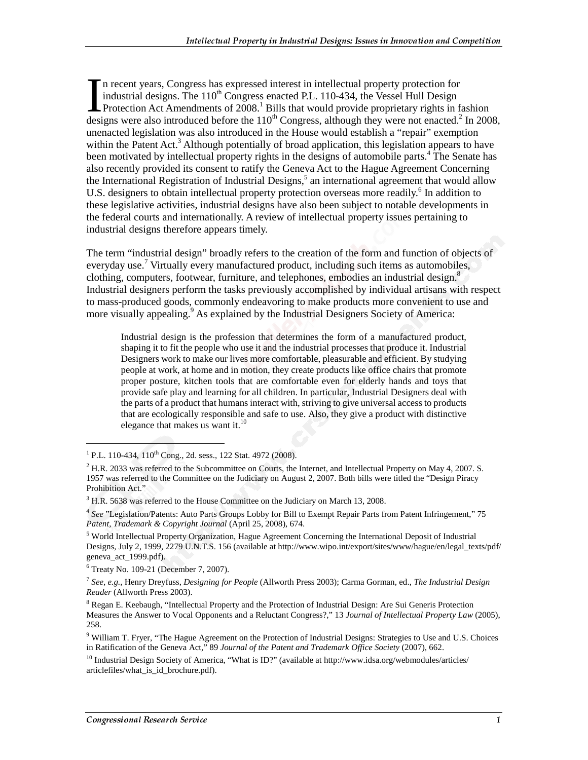In recent years, Congress has expressed interest in intellectual property protection for industrial designs. The 110th Congress enacted P.L. 110-434, the Vessel Hull Design Protection Act Amendments of 2008.[1] Bills that would provide proprietary rights in fashion designs were also introduced before the 110th Congress, although they were not enacted.[2] In 2008, unenacted legislation was also introduced in the House would establish a "repair" exemption within the Patent Act.[3] Although potentially of broad application, this legislation appears to have been motivated by intellectual property rights in the designs of automobile parts.[4] The Senate has also recently provided its consent to ratify the Geneva Act to the Hague Agreement Concerning the International Registration of Industrial Designs,[5] an international agreement that would allow U.S. designers to obtain intellectual property protection overseas more readily.[6] In addition to these legislative activities, industrial designs have also been subject to notable developments in the federal courts and internationally. A review of intellectual property issues pertaining to industrial designs therefore appears timely.

The term "industrial design" broadly refers to the creation of the form and function of objects of everyday use.[7] Virtually every manufactured product, including such items as automobiles, clothing, computers, footwear, furniture, and telephones, embodies an industrial design.[8] Industrial designers perform the tasks previously accomplished by individual artisans with respect to mass-produced goods, commonly endeavoring to make products more convenient to use and more visually appealing.[9] As explained by the Industrial Designers Society of America:

> Industrial design is the profession that determines the form of a manufactured product, shaping it to fit the people who use it and the industrial processes that produce it. Industrial Designers work to make our lives more comfortable, pleasurable and efficient. By studying people at work, at home and in motion, they create products like office chairs that promote proper posture, kitchen tools that are comfortable even for elderly hands and toys that provide safe play and learning for all children. In particular, Industrial Designers deal with the parts of a product that humans interact with, striving to give universal access to products that are ecologically responsible and safe to use. Also, they give a product with distinctive elegance that makes us want it.[10]

---

[1] P.L. 110-434, 110th Cong., 2d. sess., 122 Stat. 4972 (2008).

[2] H.R. 2033 was referred to the Subcommittee on Courts, the Internet, and Intellectual Property on May 4, 2007. S. 1957 was referred to the Committee on the Judiciary on August 2, 2007. Both bills were titled the "Design Piracy Prohibition Act."

[3] H.R. 5638 was referred to the House Committee on the Judiciary on March 13, 2008.

[4] *See* "Legislation/Patents: Auto Parts Groups Lobby for Bill to Exempt Repair Parts from Patent Infringement," 75 *Patent, Trademark & Copyright Journal* (April 25, 2008), 674.

[5] World Intellectual Property Organization, Hague Agreement Concerning the International Deposit of Industrial Designs, July 2, 1999, 2279 U.N.T.S. 156 (available at http://www.wipo.int/export/sites/www/hague/en/legal_texts/pdf/geneva_act_1999.pdf).

[6] Treaty No. 109-21 (December 7, 2007).

[7] *See, e.g.,* Henry Dreyfuss, *Designing for People* (Allworth Press 2003); Carma Gorman, ed., *The Industrial Design Reader* (Allworth Press 2003).

[8] Regan E. Keebaugh, "Intellectual Property and the Protection of Industrial Design: Are Sui Generis Protection Measures the Answer to Vocal Opponents and a Reluctant Congress?," 13 *Journal of Intellectual Property Law* (2005), 258.

[9] William T. Fryer, "The Hague Agreement on the Protection of Industrial Designs: Strategies to Use and U.S. Choices in Ratification of the Geneva Act," 89 *Journal of the Patent and Trademark Office Society* (2007), 662.

[10] Industrial Design Society of America, "What is ID?" (available at http://www.idsa.org/webmodules/articles/articlefiles/what_is_id_brochure.pdf).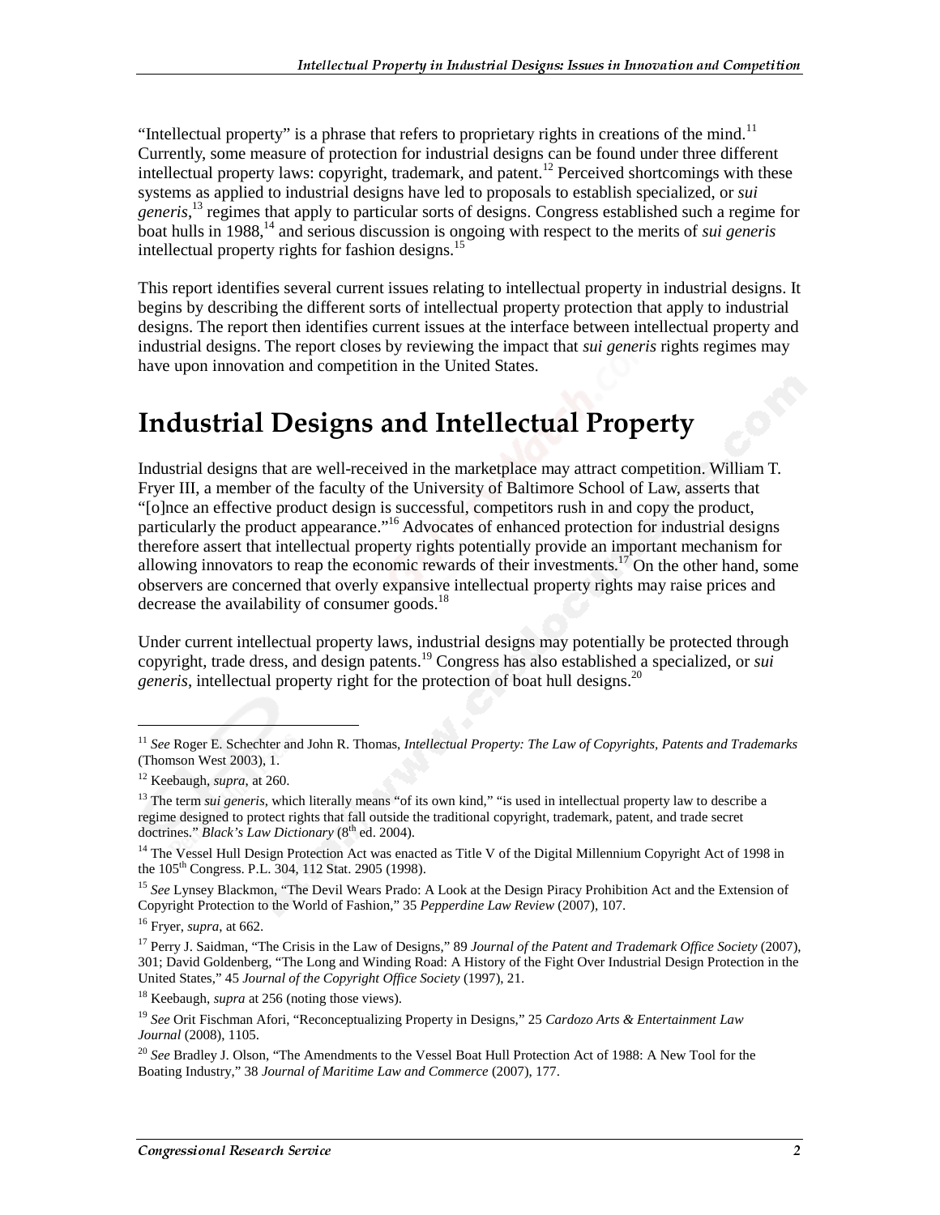"Intellectual property" is a phrase that refers to proprietary rights in creations of the mind.[11] Currently, some measure of protection for industrial designs can be found under three different intellectual property laws: copyright, trademark, and patent.[12] Perceived shortcomings with these systems as applied to industrial designs have led to proposals to establish specialized, or *sui generis*,[13] regimes that apply to particular sorts of designs. Congress established such a regime for boat hulls in 1988,[14] and serious discussion is ongoing with respect to the merits of *sui generis* intellectual property rights for fashion designs.[15]

This report identifies several current issues relating to intellectual property in industrial designs. It begins by describing the different sorts of intellectual property protection that apply to industrial designs. The report then identifies current issues at the interface between intellectual property and industrial designs. The report closes by reviewing the impact that *sui generis* rights regimes may have upon innovation and competition in the United States.

# Industrial Designs and Intellectual Property

Industrial designs that are well-received in the marketplace may attract competition. William T. Fryer III, a member of the faculty of the University of Baltimore School of Law, asserts that "[o]nce an effective product design is successful, competitors rush in and copy the product, particularly the product appearance."[16] Advocates of enhanced protection for industrial designs therefore assert that intellectual property rights potentially provide an important mechanism for allowing innovators to reap the economic rewards of their investments.[17] On the other hand, some observers are concerned that overly expansive intellectual property rights may raise prices and decrease the availability of consumer goods.[18]

Under current intellectual property laws, industrial designs may potentially be protected through copyright, trade dress, and design patents.[19] Congress has also established a specialized, or *sui generis*, intellectual property right for the protection of boat hull designs.[20]

---

[11] *See* Roger E. Schechter and John R. Thomas, *Intellectual Property: The Law of Copyrights, Patents and Trademarks* (Thomson West 2003), 1.

[12] Keebaugh, *supra*, at 260.

[13] The term *sui generis*, which literally means "of its own kind," "is used in intellectual property law to describe a regime designed to protect rights that fall outside the traditional copyright, trademark, patent, and trade secret doctrines." *Black's Law Dictionary* (8th ed. 2004).

[14] The Vessel Hull Design Protection Act was enacted as Title V of the Digital Millennium Copyright Act of 1998 in the 105th Congress. P.L. 304, 112 Stat. 2905 (1998).

[15] *See* Lynsey Blackmon, "The Devil Wears Prado: A Look at the Design Piracy Prohibition Act and the Extension of Copyright Protection to the World of Fashion," 35 *Pepperdine Law Review* (2007), 107.

[16] Fryer, *supra*, at 662.

[17] Perry J. Saidman, "The Crisis in the Law of Designs," 89 *Journal of the Patent and Trademark Office Society* (2007), 301; David Goldenberg, "The Long and Winding Road: A History of the Fight Over Industrial Design Protection in the United States," 45 *Journal of the Copyright Office Society* (1997), 21.

[18] Keebaugh, *supra* at 256 (noting those views).

[19] *See* Orit Fischman Afori, "Reconceptualizing Property in Designs," 25 *Cardozo Arts & Entertainment Law Journal* (2008), 1105.

[20] *See* Bradley J. Olson, "The Amendments to the Vessel Boat Hull Protection Act of 1988: A New Tool for the Boating Industry," 38 *Journal of Maritime Law and Commerce* (2007), 177.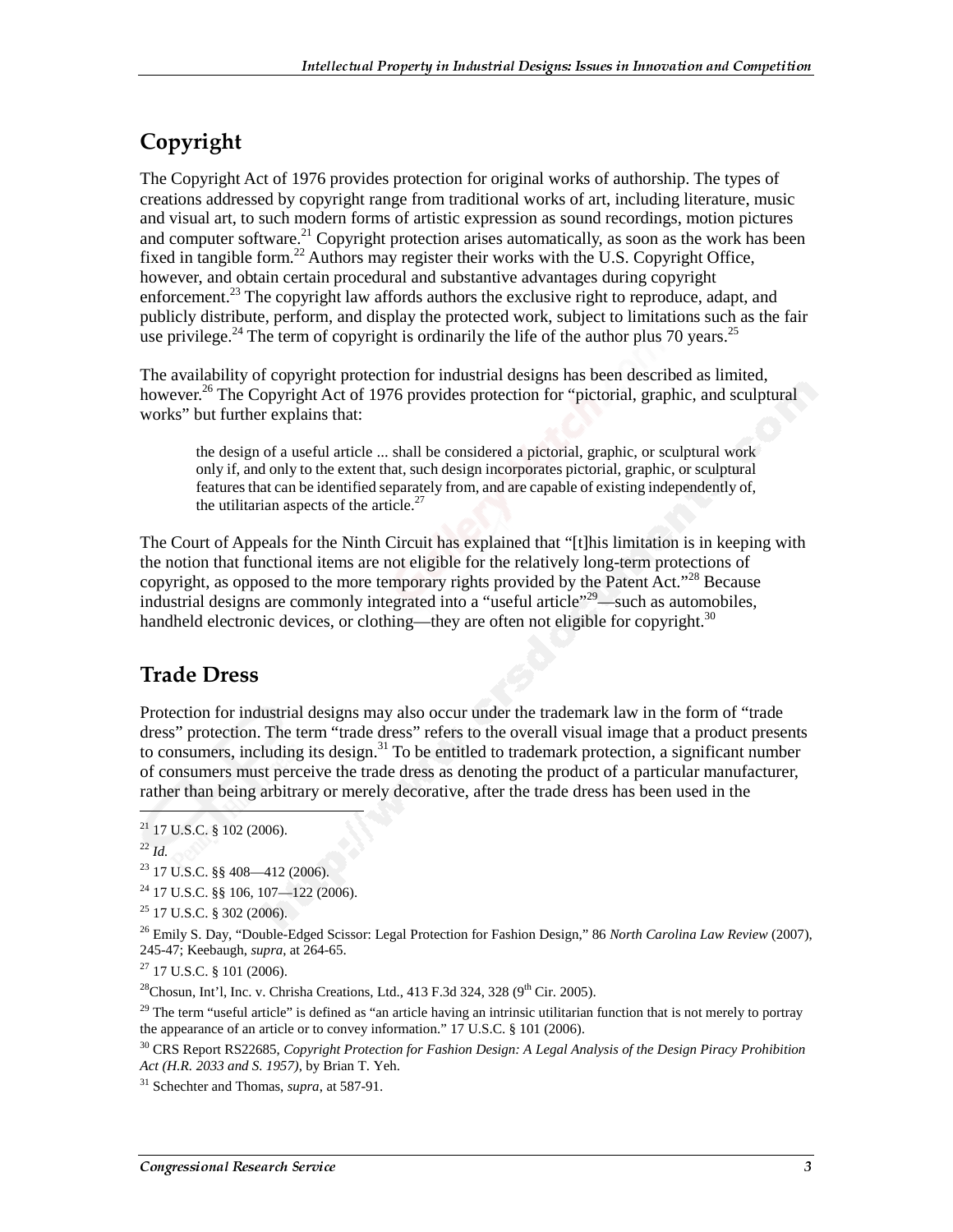## Copyright

The Copyright Act of 1976 provides protection for original works of authorship. The types of creations addressed by copyright range from traditional works of art, including literature, music and visual art, to such modern forms of artistic expression as sound recordings, motion pictures and computer software.[21] Copyright protection arises automatically, as soon as the work has been fixed in tangible form.[22] Authors may register their works with the U.S. Copyright Office, however, and obtain certain procedural and substantive advantages during copyright enforcement.[23] The copyright law affords authors the exclusive right to reproduce, adapt, and publicly distribute, perform, and display the protected work, subject to limitations such as the fair use privilege.[24] The term of copyright is ordinarily the life of the author plus 70 years.[25]

The availability of copyright protection for industrial designs has been described as limited, however.[26] The Copyright Act of 1976 provides protection for "pictorial, graphic, and sculptural works" but further explains that:

> the design of a useful article ... shall be considered a pictorial, graphic, or sculptural work only if, and only to the extent that, such design incorporates pictorial, graphic, or sculptural features that can be identified separately from, and are capable of existing independently of, the utilitarian aspects of the article.[27]

The Court of Appeals for the Ninth Circuit has explained that "[t]his limitation is in keeping with the notion that functional items are not eligible for the relatively long-term protections of copyright, as opposed to the more temporary rights provided by the Patent Act."[28] Because industrial designs are commonly integrated into a "useful article"[29]—such as automobiles, handheld electronic devices, or clothing—they are often not eligible for copyright.[30]

## Trade Dress

Protection for industrial designs may also occur under the trademark law in the form of "trade dress" protection. The term "trade dress" refers to the overall visual image that a product presents to consumers, including its design.[31] To be entitled to trademark protection, a significant number of consumers must perceive the trade dress as denoting the product of a particular manufacturer, rather than being arbitrary or merely decorative, after the trade dress has been used in the

---

[21] 17 U.S.C. § 102 (2006).

[22] *Id.*

[23] 17 U.S.C. §§ 408—412 (2006).

[24] 17 U.S.C. §§ 106, 107—122 (2006).

[25] 17 U.S.C. § 302 (2006).

[26] Emily S. Day, "Double-Edged Scissor: Legal Protection for Fashion Design," 86 *North Carolina Law Review* (2007), 245-47; Keebaugh, *supra*, at 264-65.

[27] 17 U.S.C. § 101 (2006).

[28] Chosun, Int'l, Inc. v. Chrisha Creations, Ltd., 413 F.3d 324, 328 (9th Cir. 2005).

[29] The term "useful article" is defined as "an article having an intrinsic utilitarian function that is not merely to portray the appearance of an article or to convey information." 17 U.S.C. § 101 (2006).

[30] CRS Report RS22685, *Copyright Protection for Fashion Design: A Legal Analysis of the Design Piracy Prohibition Act (H.R. 2033 and S. 1957)*, by Brian T. Yeh.

[31] Schechter and Thomas, *supra*, at 587-91.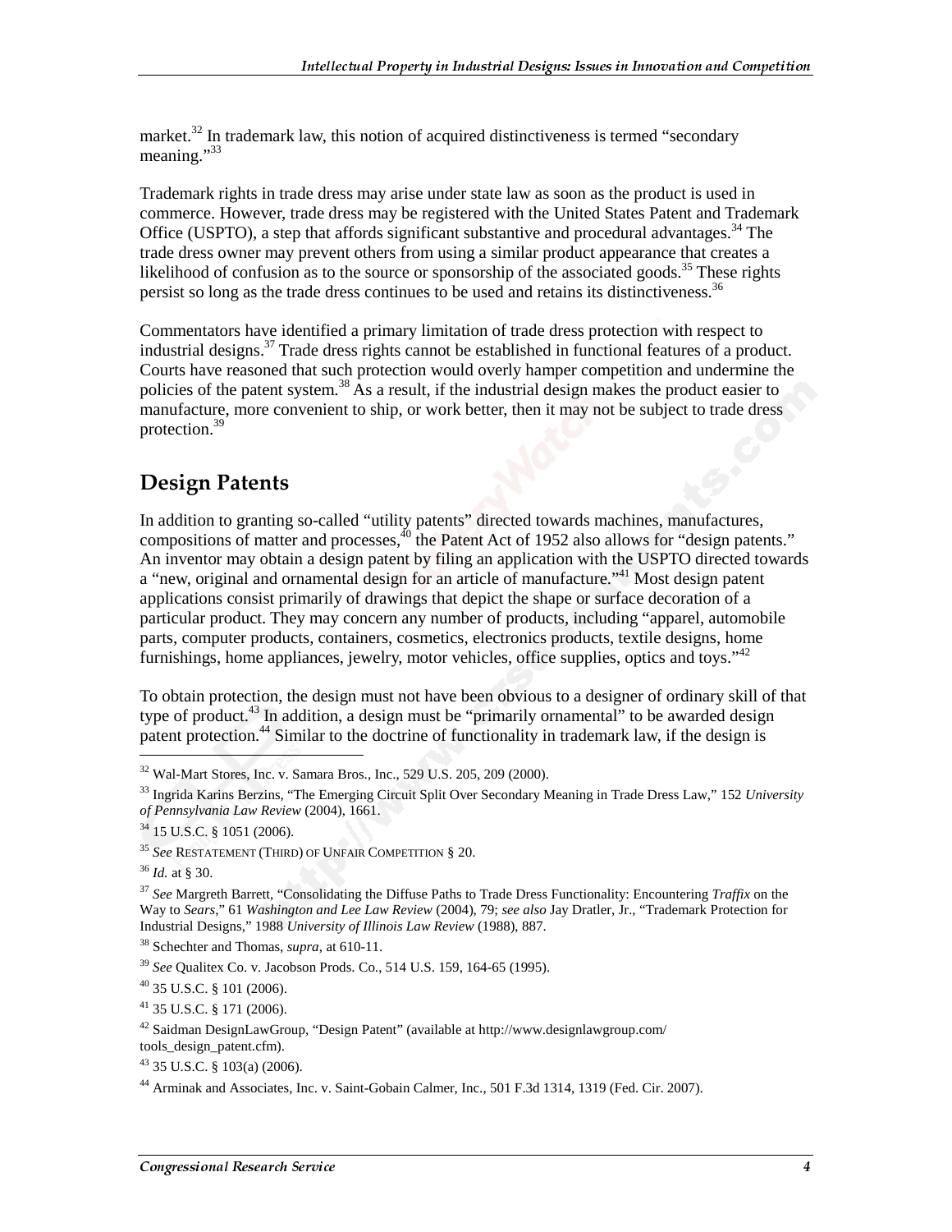market.[32] In trademark law, this notion of acquired distinctiveness is termed "secondary meaning."[33]

Trademark rights in trade dress may arise under state law as soon as the product is used in commerce. However, trade dress may be registered with the United States Patent and Trademark Office (USPTO), a step that affords significant substantive and procedural advantages.[34] The trade dress owner may prevent others from using a similar product appearance that creates a likelihood of confusion as to the source or sponsorship of the associated goods.[35] These rights persist so long as the trade dress continues to be used and retains its distinctiveness.[36]

Commentators have identified a primary limitation of trade dress protection with respect to industrial designs.[37] Trade dress rights cannot be established in functional features of a product. Courts have reasoned that such protection would overly hamper competition and undermine the policies of the patent system.[38] As a result, if the industrial design makes the product easier to manufacture, more convenient to ship, or work better, then it may not be subject to trade dress protection.[39]

## Design Patents

In addition to granting so-called "utility patents" directed towards machines, manufactures, compositions of matter and processes,[40] the Patent Act of 1952 also allows for "design patents." An inventor may obtain a design patent by filing an application with the USPTO directed towards a "new, original and ornamental design for an article of manufacture."[41] Most design patent applications consist primarily of drawings that depict the shape or surface decoration of a particular product. They may concern any number of products, including "apparel, automobile parts, computer products, containers, cosmetics, electronics products, textile designs, home furnishings, home appliances, jewelry, motor vehicles, office supplies, optics and toys."[42]

To obtain protection, the design must not have been obvious to a designer of ordinary skill of that type of product.[43] In addition, a design must be "primarily ornamental" to be awarded design patent protection.[44] Similar to the doctrine of functionality in trademark law, if the design is

---

[32] Wal-Mart Stores, Inc. v. Samara Bros., Inc., 529 U.S. 205, 209 (2000).

[33] Ingrida Karins Berzins, "The Emerging Circuit Split Over Secondary Meaning in Trade Dress Law," 152 *University of Pennsylvania Law Review* (2004), 1661.

[34] 15 U.S.C. § 1051 (2006).

[35] *See* RESTATEMENT (THIRD) OF UNFAIR COMPETITION § 20.

[36] *Id.* at § 30.

[37] *See* Margreth Barrett, "Consolidating the Diffuse Paths to Trade Dress Functionality: Encountering *Traffix* on the Way to *Sears*," 61 *Washington and Lee Law Review* (2004), 79; *see also* Jay Dratler, Jr., "Trademark Protection for Industrial Designs," 1988 *University of Illinois Law Review* (1988), 887.

[38] Schechter and Thomas, *supra*, at 610-11.

[39] *See* Qualitex Co. v. Jacobson Prods. Co., 514 U.S. 159, 164-65 (1995).

[40] 35 U.S.C. § 101 (2006).

[41] 35 U.S.C. § 171 (2006).

[42] Saidman DesignLawGroup, "Design Patent" (available at http://www.designlawgroup.com/tools_design_patent.cfm).

[43] 35 U.S.C. § 103(a) (2006).

[44] Arminak and Associates, Inc. v. Saint-Gobain Calmer, Inc., 501 F.3d 1314, 1319 (Fed. Cir. 2007).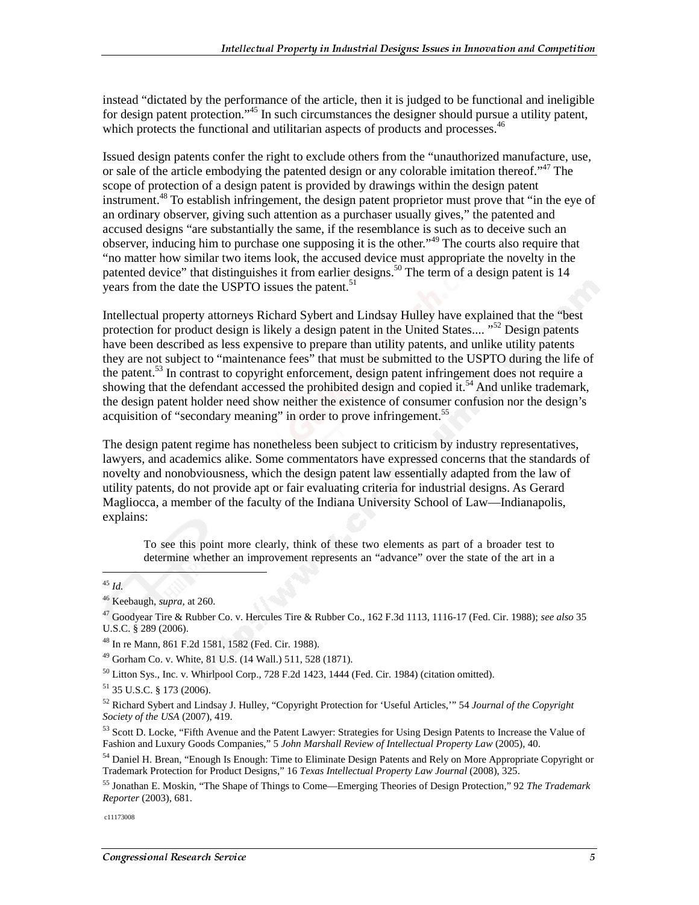instead "dictated by the performance of the article, then it is judged to be functional and ineligible for design patent protection."[45] In such circumstances the designer should pursue a utility patent, which protects the functional and utilitarian aspects of products and processes.[46]

Issued design patents confer the right to exclude others from the "unauthorized manufacture, use, or sale of the article embodying the patented design or any colorable imitation thereof."[47] The scope of protection of a design patent is provided by drawings within the design patent instrument.[48] To establish infringement, the design patent proprietor must prove that "in the eye of an ordinary observer, giving such attention as a purchaser usually gives," the patented and accused designs "are substantially the same, if the resemblance is such as to deceive such an observer, inducing him to purchase one supposing it is the other."[49] The courts also require that "no matter how similar two items look, the accused device must appropriate the novelty in the patented device" that distinguishes it from earlier designs.[50] The term of a design patent is 14 years from the date the USPTO issues the patent.[51]

Intellectual property attorneys Richard Sybert and Lindsay Hulley have explained that the "best protection for product design is likely a design patent in the United States.... "[52] Design patents have been described as less expensive to prepare than utility patents, and unlike utility patents they are not subject to "maintenance fees" that must be submitted to the USPTO during the life of the patent.[53] In contrast to copyright enforcement, design patent infringement does not require a showing that the defendant accessed the prohibited design and copied it.[54] And unlike trademark, the design patent holder need show neither the existence of consumer confusion nor the design's acquisition of "secondary meaning" in order to prove infringement.[55]

The design patent regime has nonetheless been subject to criticism by industry representatives, lawyers, and academics alike. Some commentators have expressed concerns that the standards of novelty and nonobviousness, which the design patent law essentially adapted from the law of utility patents, do not provide apt or fair evaluating criteria for industrial designs. As Gerard Magliocca, a member of the faculty of the Indiana University School of Law—Indianapolis, explains:

> To see this point more clearly, think of these two elements as part of a broader test to determine whether an improvement represents an "advance" over the state of the art in a

---

[45] *Id.*

[46] Keebaugh, *supra,* at 260.

[47] Goodyear Tire & Rubber Co. v. Hercules Tire & Rubber Co., 162 F.3d 1113, 1116-17 (Fed. Cir. 1988); *see also* 35 U.S.C. § 289 (2006).

[48] In re Mann, 861 F.2d 1581, 1582 (Fed. Cir. 1988).

[49] Gorham Co. v. White, 81 U.S. (14 Wall.) 511, 528 (1871).

[50] Litton Sys., Inc. v. Whirlpool Corp., 728 F.2d 1423, 1444 (Fed. Cir. 1984) (citation omitted).

[51] 35 U.S.C. § 173 (2006).

[52] Richard Sybert and Lindsay J. Hulley, "Copyright Protection for 'Useful Articles,'" 54 *Journal of the Copyright Society of the USA* (2007), 419.

[53] Scott D. Locke, "Fifth Avenue and the Patent Lawyer: Strategies for Using Design Patents to Increase the Value of Fashion and Luxury Goods Companies," 5 *John Marshall Review of Intellectual Property Law* (2005), 40.

[54] Daniel H. Brean, "Enough Is Enough: Time to Eliminate Design Patents and Rely on More Appropriate Copyright or Trademark Protection for Product Designs," 16 *Texas Intellectual Property Law Journal* (2008), 325.

[55] Jonathan E. Moskin, "The Shape of Things to Come—Emerging Theories of Design Protection," 92 *The Trademark Reporter* (2003), 681.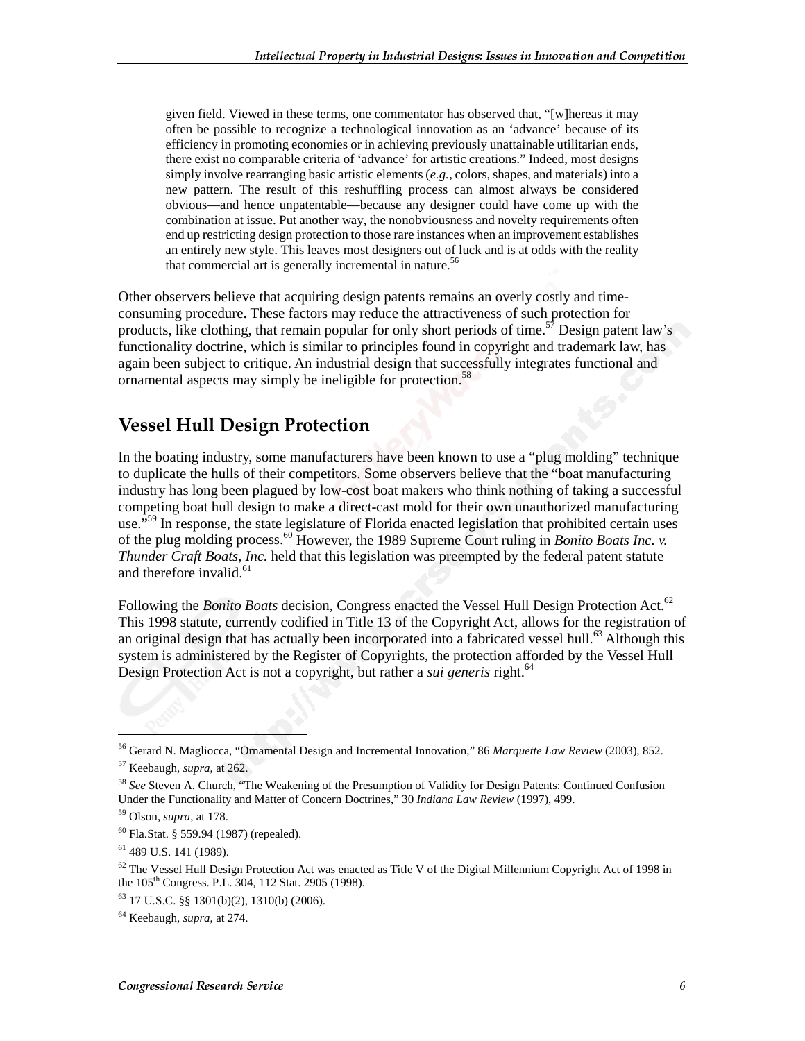> given field. Viewed in these terms, one commentator has observed that, "[w]hereas it may often be possible to recognize a technological innovation as an 'advance' because of its efficiency in promoting economies or in achieving previously unattainable utilitarian ends, there exist no comparable criteria of 'advance' for artistic creations." Indeed, most designs simply involve rearranging basic artistic elements (*e.g.,* colors, shapes, and materials) into a new pattern. The result of this reshuffling process can almost always be considered obvious—and hence unpatentable—because any designer could have come up with the combination at issue. Put another way, the nonobviousness and novelty requirements often end up restricting design protection to those rare instances when an improvement establishes an entirely new style. This leaves most designers out of luck and is at odds with the reality that commercial art is generally incremental in nature.[56]

Other observers believe that acquiring design patents remains an overly costly and time-consuming procedure. These factors may reduce the attractiveness of such protection for products, like clothing, that remain popular for only short periods of time.[57] Design patent law's functionality doctrine, which is similar to principles found in copyright and trademark law, has again been subject to critique. An industrial design that successfully integrates functional and ornamental aspects may simply be ineligible for protection.[58]

## Vessel Hull Design Protection

In the boating industry, some manufacturers have been known to use a "plug molding" technique to duplicate the hulls of their competitors. Some observers believe that the "boat manufacturing industry has long been plagued by low-cost boat makers who think nothing of taking a successful competing boat hull design to make a direct-cast mold for their own unauthorized manufacturing use."[59] In response, the state legislature of Florida enacted legislation that prohibited certain uses of the plug molding process.[60] However, the 1989 Supreme Court ruling in *Bonito Boats Inc. v. Thunder Craft Boats, Inc.* held that this legislation was preempted by the federal patent statute and therefore invalid.[61]

Following the *Bonito Boats* decision, Congress enacted the Vessel Hull Design Protection Act.[62] This 1998 statute, currently codified in Title 13 of the Copyright Act, allows for the registration of an original design that has actually been incorporated into a fabricated vessel hull.[63] Although this system is administered by the Register of Copyrights, the protection afforded by the Vessel Hull Design Protection Act is not a copyright, but rather a *sui generis* right.[64]

---

[56] Gerard N. Magliocca, "Ornamental Design and Incremental Innovation," 86 *Marquette Law Review* (2003), 852.

[57] Keebaugh, *supra,* at 262.

[58] *See* Steven A. Church, "The Weakening of the Presumption of Validity for Design Patents: Continued Confusion Under the Functionality and Matter of Concern Doctrines," 30 *Indiana Law Review* (1997), 499.

[59] Olson, *supra,* at 178.

[60] Fla.Stat. § 559.94 (1987) (repealed).

[61] 489 U.S. 141 (1989).

[62] The Vessel Hull Design Protection Act was enacted as Title V of the Digital Millennium Copyright Act of 1998 in the 105th Congress. P.L. 304, 112 Stat. 2905 (1998).

[63] 17 U.S.C. §§ 1301(b)(2), 1310(b) (2006).

[64] Keebaugh, *supra,* at 274.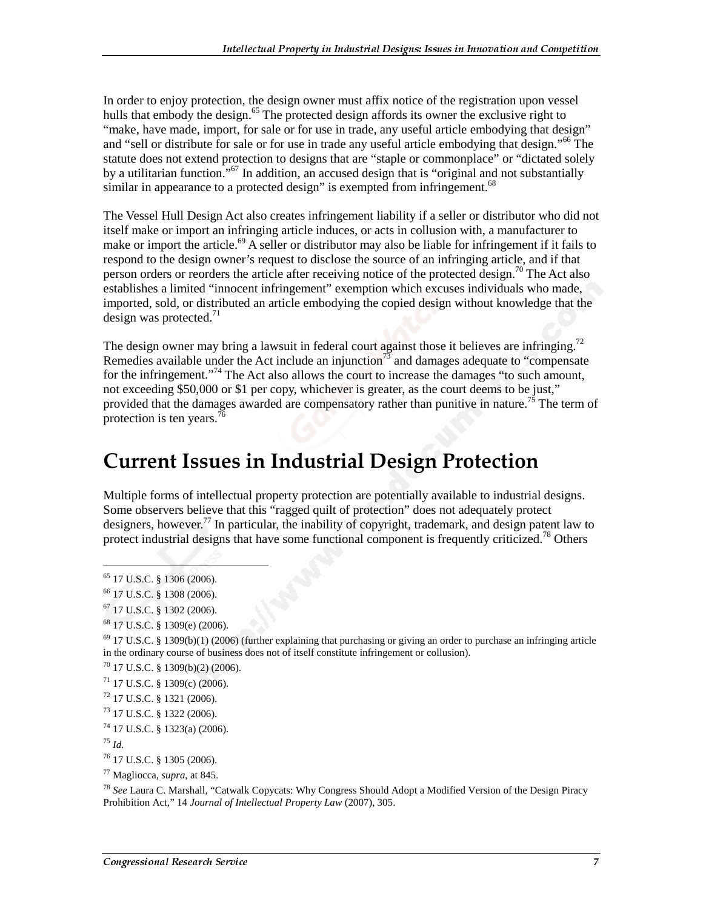In order to enjoy protection, the design owner must affix notice of the registration upon vessel hulls that embody the design.[65] The protected design affords its owner the exclusive right to "make, have made, import, for sale or for use in trade, any useful article embodying that design" and "sell or distribute for sale or for use in trade any useful article embodying that design."[66] The statute does not extend protection to designs that are "staple or commonplace" or "dictated solely by a utilitarian function."[67] In addition, an accused design that is "original and not substantially similar in appearance to a protected design" is exempted from infringement.[68]

The Vessel Hull Design Act also creates infringement liability if a seller or distributor who did not itself make or import an infringing article induces, or acts in collusion with, a manufacturer to make or import the article.[69] A seller or distributor may also be liable for infringement if it fails to respond to the design owner's request to disclose the source of an infringing article, and if that person orders or reorders the article after receiving notice of the protected design.[70] The Act also establishes a limited "innocent infringement" exemption which excuses individuals who made, imported, sold, or distributed an article embodying the copied design without knowledge that the design was protected.[71]

The design owner may bring a lawsuit in federal court against those it believes are infringing.[72] Remedies available under the Act include an injunction[73] and damages adequate to "compensate for the infringement."[74] The Act also allows the court to increase the damages "to such amount, not exceeding $50,000 or $1 per copy, whichever is greater, as the court deems to be just," provided that the damages awarded are compensatory rather than punitive in nature.[75] The term of protection is ten years.[76]

# Current Issues in Industrial Design Protection

Multiple forms of intellectual property protection are potentially available to industrial designs. Some observers believe that this "ragged quilt of protection" does not adequately protect designers, however.[77] In particular, the inability of copyright, trademark, and design patent law to protect industrial designs that have some functional component is frequently criticized.[78] Others

---

[65] 17 U.S.C. § 1306 (2006).

[66] 17 U.S.C. § 1308 (2006).

[67] 17 U.S.C. § 1302 (2006).

[68] 17 U.S.C. § 1309(e) (2006).

[69] 17 U.S.C. § 1309(b)(1) (2006) (further explaining that purchasing or giving an order to purchase an infringing article in the ordinary course of business does not of itself constitute infringement or collusion).

[70] 17 U.S.C. § 1309(b)(2) (2006).

[71] 17 U.S.C. § 1309(c) (2006).

[72] 17 U.S.C. § 1321 (2006).

[73] 17 U.S.C. § 1322 (2006).

[74] 17 U.S.C. § 1323(a) (2006).

[75] *Id.*

[76] 17 U.S.C. § 1305 (2006).

[77] Magliocca, *supra*, at 845.

[78] *See* Laura C. Marshall, "Catwalk Copycats: Why Congress Should Adopt a Modified Version of the Design Piracy Prohibition Act," 14 *Journal of Intellectual Property Law* (2007), 305.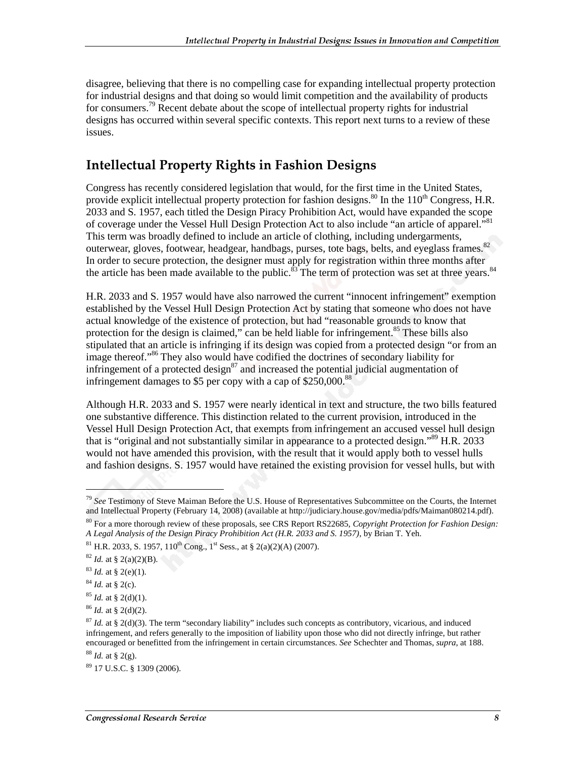disagree, believing that there is no compelling case for expanding intellectual property protection for industrial designs and that doing so would limit competition and the availability of products for consumers.[79] Recent debate about the scope of intellectual property rights for industrial designs has occurred within several specific contexts. This report next turns to a review of these issues.

## Intellectual Property Rights in Fashion Designs

Congress has recently considered legislation that would, for the first time in the United States, provide explicit intellectual property protection for fashion designs.[80] In the 110th Congress, H.R. 2033 and S. 1957, each titled the Design Piracy Prohibition Act, would have expanded the scope of coverage under the Vessel Hull Design Protection Act to also include "an article of apparel."[81] This term was broadly defined to include an article of clothing, including undergarments, outerwear, gloves, footwear, headgear, handbags, purses, tote bags, belts, and eyeglass frames.[82] In order to secure protection, the designer must apply for registration within three months after the article has been made available to the public.[83] The term of protection was set at three years.[84]

H.R. 2033 and S. 1957 would have also narrowed the current "innocent infringement" exemption established by the Vessel Hull Design Protection Act by stating that someone who does not have actual knowledge of the existence of protection, but had "reasonable grounds to know that protection for the design is claimed," can be held liable for infringement.[85] These bills also stipulated that an article is infringing if its design was copied from a protected design "or from an image thereof."[86] They also would have codified the doctrines of secondary liability for infringement of a protected design[87] and increased the potential judicial augmentation of infringement damages to $5 per copy with a cap of $250,000.[88]

Although H.R. 2033 and S. 1957 were nearly identical in text and structure, the two bills featured one substantive difference. This distinction related to the current provision, introduced in the Vessel Hull Design Protection Act, that exempts from infringement an accused vessel hull design that is "original and not substantially similar in appearance to a protected design."[89] H.R. 2033 would not have amended this provision, with the result that it would apply both to vessel hulls and fashion designs. S. 1957 would have retained the existing provision for vessel hulls, but with

---

[79] *See* Testimony of Steve Maiman Before the U.S. House of Representatives Subcommittee on the Courts, the Internet and Intellectual Property (February 14, 2008) (available at http://judiciary.house.gov/media/pdfs/Maiman080214.pdf).

[80] For a more thorough review of these proposals, see CRS Report RS22685, *Copyright Protection for Fashion Design: A Legal Analysis of the Design Piracy Prohibition Act (H.R. 2033 and S. 1957)*, by Brian T. Yeh.

[81] H.R. 2033, S. 1957, 110th Cong., 1st Sess., at § 2(a)(2)(A) (2007).

[82] *Id.* at § 2(a)(2)(B).

[83] *Id.* at § 2(e)(1).

[84] *Id.* at § 2(c).

[85] *Id.* at § 2(d)(1).

[86] *Id.* at § 2(d)(2).

[87] *Id.* at § 2(d)(3). The term "secondary liability" includes such concepts as contributory, vicarious, and induced infringement, and refers generally to the imposition of liability upon those who did not directly infringe, but rather encouraged or benefitted from the infringement in certain circumstances. *See* Schechter and Thomas, *supra*, at 188.

[88] *Id.* at § 2(g).

[89] 17 U.S.C. § 1309 (2006).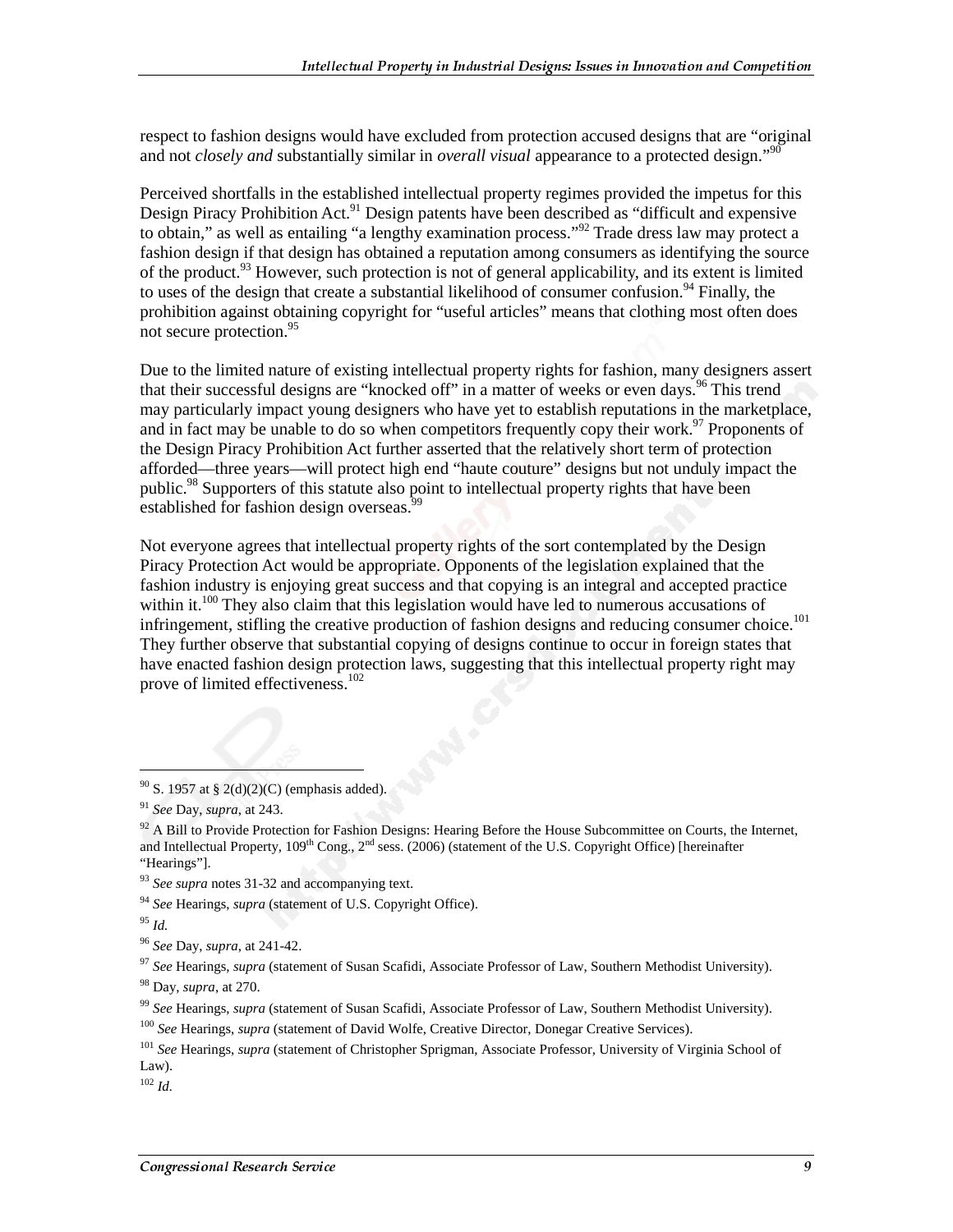respect to fashion designs would have excluded from protection accused designs that are "original and not *closely and* substantially similar in *overall visual* appearance to a protected design."[90]

Perceived shortfalls in the established intellectual property regimes provided the impetus for this Design Piracy Prohibition Act.[91] Design patents have been described as "difficult and expensive to obtain," as well as entailing "a lengthy examination process."[92] Trade dress law may protect a fashion design if that design has obtained a reputation among consumers as identifying the source of the product.[93] However, such protection is not of general applicability, and its extent is limited to uses of the design that create a substantial likelihood of consumer confusion.[94] Finally, the prohibition against obtaining copyright for "useful articles" means that clothing most often does not secure protection.[95]

Due to the limited nature of existing intellectual property rights for fashion, many designers assert that their successful designs are "knocked off" in a matter of weeks or even days.[96] This trend may particularly impact young designers who have yet to establish reputations in the marketplace, and in fact may be unable to do so when competitors frequently copy their work.[97] Proponents of the Design Piracy Prohibition Act further asserted that the relatively short term of protection afforded—three years—will protect high end "haute couture" designs but not unduly impact the public.[98] Supporters of this statute also point to intellectual property rights that have been established for fashion design overseas.[99]

Not everyone agrees that intellectual property rights of the sort contemplated by the Design Piracy Protection Act would be appropriate. Opponents of the legislation explained that the fashion industry is enjoying great success and that copying is an integral and accepted practice within it.[100] They also claim that this legislation would have led to numerous accusations of infringement, stifling the creative production of fashion designs and reducing consumer choice.[101] They further observe that substantial copying of designs continue to occur in foreign states that have enacted fashion design protection laws, suggesting that this intellectual property right may prove of limited effectiveness.[102]

---

[90] S. 1957 at § 2(d)(2)(C) (emphasis added).

[91] *See* Day, *supra*, at 243.

[92] A Bill to Provide Protection for Fashion Designs: Hearing Before the House Subcommittee on Courts, the Internet, and Intellectual Property, 109th Cong., 2nd sess. (2006) (statement of the U.S. Copyright Office) [hereinafter "Hearings"].

[93] *See supra* notes 31-32 and accompanying text.

[94] *See* Hearings, *supra* (statement of U.S. Copyright Office).

[95] *Id.*

[96] *See* Day, *supra*, at 241-42.

[97] *See* Hearings, *supra* (statement of Susan Scafidi, Associate Professor of Law, Southern Methodist University).

[98] Day, *supra*, at 270.

[99] *See* Hearings, *supra* (statement of Susan Scafidi, Associate Professor of Law, Southern Methodist University).

[100] *See* Hearings, *supra* (statement of David Wolfe, Creative Director, Donegar Creative Services).

[101] *See* Hearings, *supra* (statement of Christopher Sprigman, Associate Professor, University of Virginia School of Law).

[102] *Id.*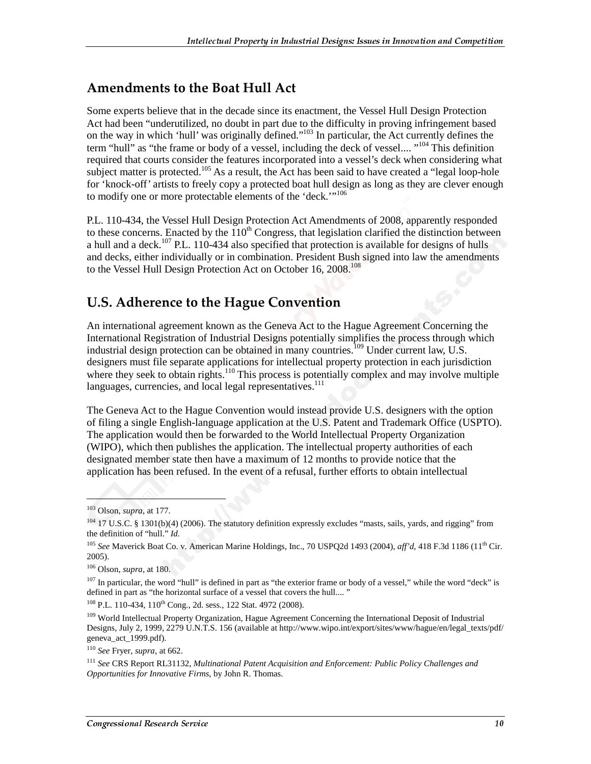## Amendments to the Boat Hull Act

Some experts believe that in the decade since its enactment, the Vessel Hull Design Protection Act had been "underutilized, no doubt in part due to the difficulty in proving infringement based on the way in which 'hull' was originally defined."[103] In particular, the Act currently defines the term "hull" as "the frame or body of a vessel, including the deck of vessel.... "[104] This definition required that courts consider the features incorporated into a vessel's deck when considering what subject matter is protected.[105] As a result, the Act has been said to have created a "legal loop-hole for 'knock-off' artists to freely copy a protected boat hull design as long as they are clever enough to modify one or more protectable elements of the 'deck.'"[106]

P.L. 110-434, the Vessel Hull Design Protection Act Amendments of 2008, apparently responded to these concerns. Enacted by the 110th Congress, that legislation clarified the distinction between a hull and a deck.[107] P.L. 110-434 also specified that protection is available for designs of hulls and decks, either individually or in combination. President Bush signed into law the amendments to the Vessel Hull Design Protection Act on October 16, 2008.[108]

## U.S. Adherence to the Hague Convention

An international agreement known as the Geneva Act to the Hague Agreement Concerning the International Registration of Industrial Designs potentially simplifies the process through which industrial design protection can be obtained in many countries.[109] Under current law, U.S. designers must file separate applications for intellectual property protection in each jurisdiction where they seek to obtain rights.[110] This process is potentially complex and may involve multiple languages, currencies, and local legal representatives.[111]

The Geneva Act to the Hague Convention would instead provide U.S. designers with the option of filing a single English-language application at the U.S. Patent and Trademark Office (USPTO). The application would then be forwarded to the World Intellectual Property Organization (WIPO), which then publishes the application. The intellectual property authorities of each designated member state then have a maximum of 12 months to provide notice that the application has been refused. In the event of a refusal, further efforts to obtain intellectual

---

[103] Olson, *supra*, at 177.

[104] 17 U.S.C. § 1301(b)(4) (2006). The statutory definition expressly excludes "masts, sails, yards, and rigging" from the definition of "hull." *Id.*

[105] *See* Maverick Boat Co. v. American Marine Holdings, Inc., 70 USPQ2d 1493 (2004), *aff'd*, 418 F.3d 1186 (11th Cir. 2005).

[106] Olson, *supra*, at 180.

[107] In particular, the word "hull" is defined in part as "the exterior frame or body of a vessel," while the word "deck" is defined in part as "the horizontal surface of a vessel that covers the hull.... "

[108] P.L. 110-434, 110th Cong., 2d. sess., 122 Stat. 4972 (2008).

[109] World Intellectual Property Organization, Hague Agreement Concerning the International Deposit of Industrial Designs, July 2, 1999, 2279 U.N.T.S. 156 (available at http://www.wipo.int/export/sites/www/hague/en/legal_texts/pdf/geneva_act_1999.pdf).

[110] *See* Fryer, *supra*, at 662.

[111] *See* CRS Report RL31132, *Multinational Patent Acquisition and Enforcement: Public Policy Challenges and Opportunities for Innovative Firms*, by John R. Thomas.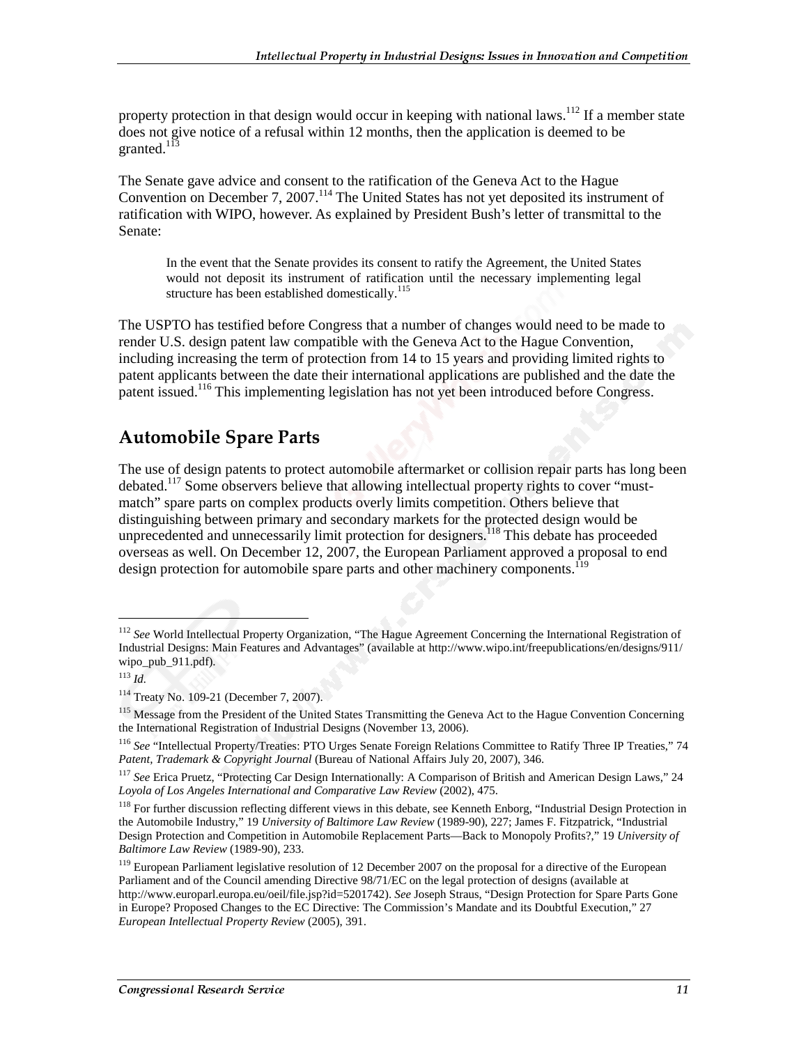property protection in that design would occur in keeping with national laws.[112] If a member state does not give notice of a refusal within 12 months, then the application is deemed to be granted.[113]

The Senate gave advice and consent to the ratification of the Geneva Act to the Hague Convention on December 7, 2007.[114] The United States has not yet deposited its instrument of ratification with WIPO, however. As explained by President Bush's letter of transmittal to the Senate:

> In the event that the Senate provides its consent to ratify the Agreement, the United States would not deposit its instrument of ratification until the necessary implementing legal structure has been established domestically.[115]

The USPTO has testified before Congress that a number of changes would need to be made to render U.S. design patent law compatible with the Geneva Act to the Hague Convention, including increasing the term of protection from 14 to 15 years and providing limited rights to patent applicants between the date their international applications are published and the date the patent issued.[116] This implementing legislation has not yet been introduced before Congress.

## Automobile Spare Parts

The use of design patents to protect automobile aftermarket or collision repair parts has long been debated.[117] Some observers believe that allowing intellectual property rights to cover "must-match" spare parts on complex products overly limits competition. Others believe that distinguishing between primary and secondary markets for the protected design would be unprecedented and unnecessarily limit protection for designers.[118] This debate has proceeded overseas as well. On December 12, 2007, the European Parliament approved a proposal to end design protection for automobile spare parts and other machinery components.[119]

---

[112] *See* World Intellectual Property Organization, "The Hague Agreement Concerning the International Registration of Industrial Designs: Main Features and Advantages" (available at http://www.wipo.int/freepublications/en/designs/911/wipo_pub_911.pdf).

[113] *Id.*

[114] Treaty No. 109-21 (December 7, 2007).

[115] Message from the President of the United States Transmitting the Geneva Act to the Hague Convention Concerning the International Registration of Industrial Designs (November 13, 2006).

[116] *See* "Intellectual Property/Treaties: PTO Urges Senate Foreign Relations Committee to Ratify Three IP Treaties," 74 *Patent, Trademark & Copyright Journal* (Bureau of National Affairs July 20, 2007), 346.

[117] *See* Erica Pruetz, "Protecting Car Design Internationally: A Comparison of British and American Design Laws," 24 *Loyola of Los Angeles International and Comparative Law Review* (2002), 475.

[118] For further discussion reflecting different views in this debate, see Kenneth Enborg, "Industrial Design Protection in the Automobile Industry," 19 *University of Baltimore Law Review* (1989-90), 227; James F. Fitzpatrick, "Industrial Design Protection and Competition in Automobile Replacement Parts—Back to Monopoly Profits?," 19 *University of Baltimore Law Review* (1989-90), 233.

[119] European Parliament legislative resolution of 12 December 2007 on the proposal for a directive of the European Parliament and of the Council amending Directive 98/71/EC on the legal protection of designs (available at http://www.europarl.europa.eu/oeil/file.jsp?id=5201742). *See* Joseph Straus, "Design Protection for Spare Parts Gone in Europe? Proposed Changes to the EC Directive: The Commission's Mandate and its Doubtful Execution," 27 *European Intellectual Property Review* (2005), 391.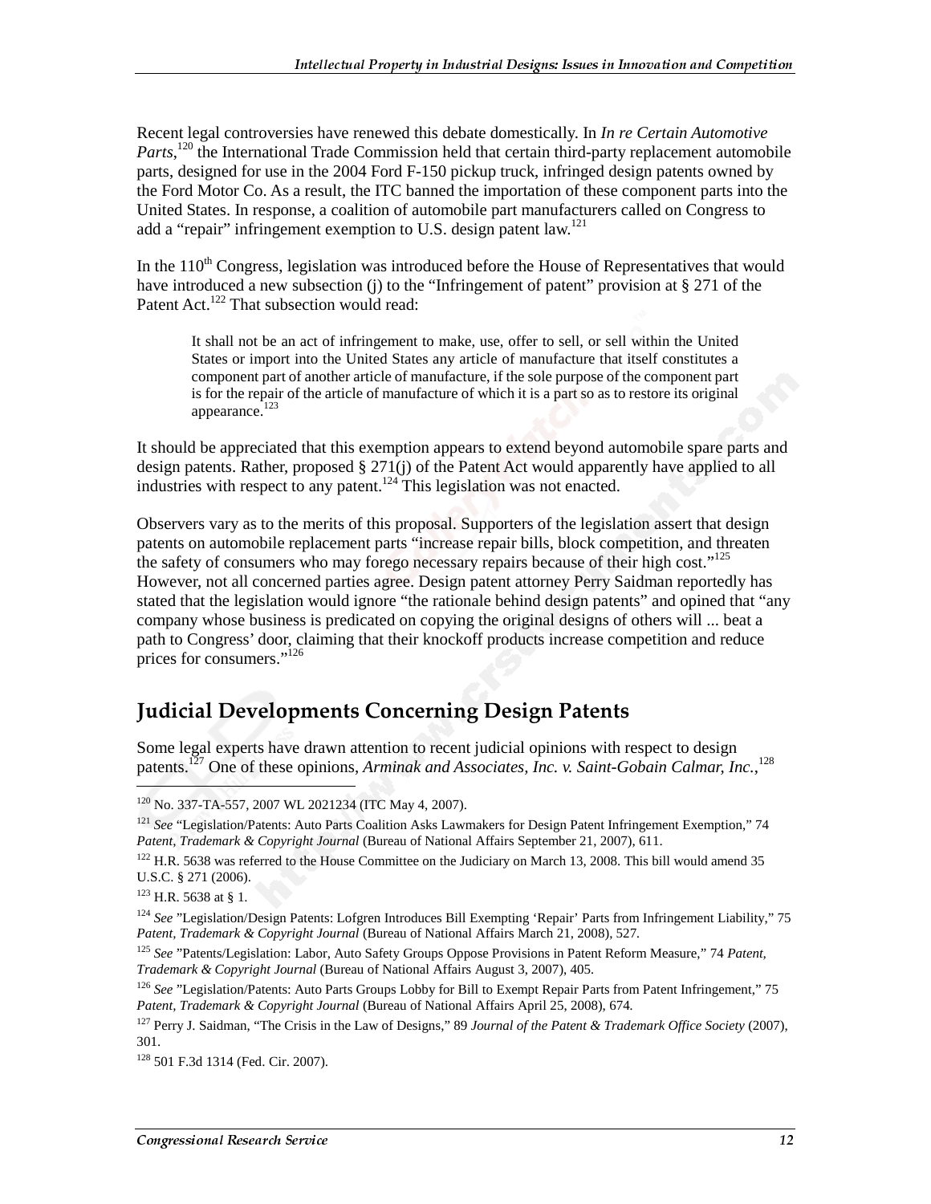Recent legal controversies have renewed this debate domestically. In *In re Certain Automotive Parts*,[120] the International Trade Commission held that certain third-party replacement automobile parts, designed for use in the 2004 Ford F-150 pickup truck, infringed design patents owned by the Ford Motor Co. As a result, the ITC banned the importation of these component parts into the United States. In response, a coalition of automobile part manufacturers called on Congress to add a "repair" infringement exemption to U.S. design patent law.[121]

In the 110th Congress, legislation was introduced before the House of Representatives that would have introduced a new subsection (j) to the "Infringement of patent" provision at § 271 of the Patent Act.[122] That subsection would read:

> It shall not be an act of infringement to make, use, offer to sell, or sell within the United States or import into the United States any article of manufacture that itself constitutes a component part of another article of manufacture, if the sole purpose of the component part is for the repair of the article of manufacture of which it is a part so as to restore its original appearance.[123]

It should be appreciated that this exemption appears to extend beyond automobile spare parts and design patents. Rather, proposed § 271(j) of the Patent Act would apparently have applied to all industries with respect to any patent.[124] This legislation was not enacted.

Observers vary as to the merits of this proposal. Supporters of the legislation assert that design patents on automobile replacement parts "increase repair bills, block competition, and threaten the safety of consumers who may forego necessary repairs because of their high cost."[125] However, not all concerned parties agree. Design patent attorney Perry Saidman reportedly has stated that the legislation would ignore "the rationale behind design patents" and opined that "any company whose business is predicated on copying the original designs of others will ... beat a path to Congress' door, claiming that their knockoff products increase competition and reduce prices for consumers."[126]

## Judicial Developments Concerning Design Patents

Some legal experts have drawn attention to recent judicial opinions with respect to design patents.[127] One of these opinions, *Arminak and Associates, Inc. v. Saint-Gobain Calmar, Inc.*,[128]

---

[120] No. 337-TA-557, 2007 WL 2021234 (ITC May 4, 2007).

[121] *See* "Legislation/Patents: Auto Parts Coalition Asks Lawmakers for Design Patent Infringement Exemption," 74 *Patent, Trademark & Copyright Journal* (Bureau of National Affairs September 21, 2007), 611.

[122] H.R. 5638 was referred to the House Committee on the Judiciary on March 13, 2008. This bill would amend 35 U.S.C. § 271 (2006).

[123] H.R. 5638 at § 1.

[124] *See* "Legislation/Design Patents: Lofgren Introduces Bill Exempting 'Repair' Parts from Infringement Liability," 75 *Patent, Trademark & Copyright Journal* (Bureau of National Affairs March 21, 2008), 527.

[125] *See* "Patents/Legislation: Labor, Auto Safety Groups Oppose Provisions in Patent Reform Measure," 74 *Patent, Trademark & Copyright Journal* (Bureau of National Affairs August 3, 2007), 405.

[126] *See* "Legislation/Patents: Auto Parts Groups Lobby for Bill to Exempt Repair Parts from Patent Infringement," 75 *Patent, Trademark & Copyright Journal* (Bureau of National Affairs April 25, 2008), 674.

[127] Perry J. Saidman, "The Crisis in the Law of Designs," 89 *Journal of the Patent & Trademark Office Society* (2007), 301.

[128] 501 F.3d 1314 (Fed. Cir. 2007).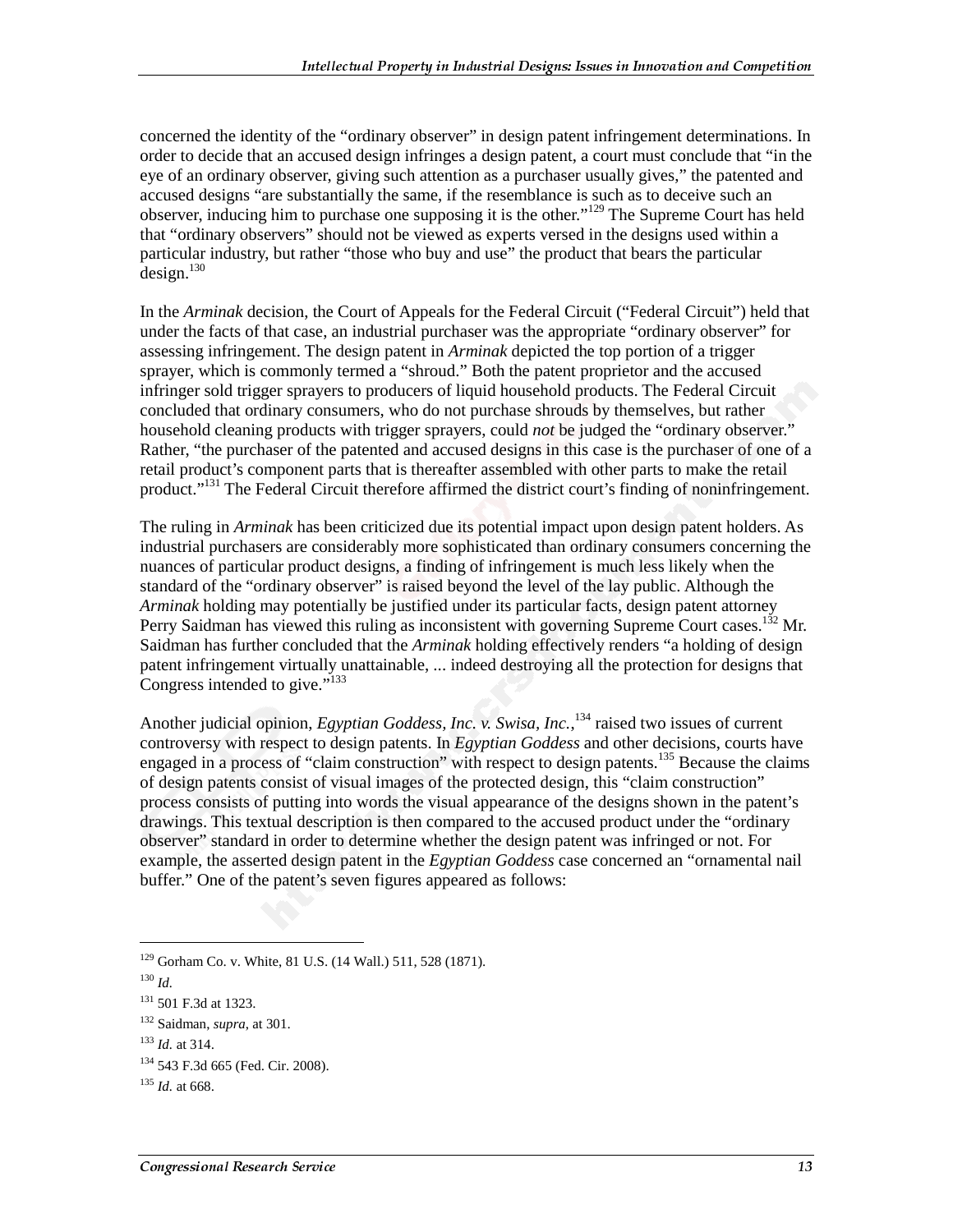concerned the identity of the "ordinary observer" in design patent infringement determinations. In order to decide that an accused design infringes a design patent, a court must conclude that "in the eye of an ordinary observer, giving such attention as a purchaser usually gives," the patented and accused designs "are substantially the same, if the resemblance is such as to deceive such an observer, inducing him to purchase one supposing it is the other."[129] The Supreme Court has held that "ordinary observers" should not be viewed as experts versed in the designs used within a particular industry, but rather "those who buy and use" the product that bears the particular design.[130]

In the *Arminak* decision, the Court of Appeals for the Federal Circuit ("Federal Circuit") held that under the facts of that case, an industrial purchaser was the appropriate "ordinary observer" for assessing infringement. The design patent in *Arminak* depicted the top portion of a trigger sprayer, which is commonly termed a "shroud." Both the patent proprietor and the accused infringer sold trigger sprayers to producers of liquid household products. The Federal Circuit concluded that ordinary consumers, who do not purchase shrouds by themselves, but rather household cleaning products with trigger sprayers, could *not* be judged the "ordinary observer." Rather, "the purchaser of the patented and accused designs in this case is the purchaser of one of a retail product's component parts that is thereafter assembled with other parts to make the retail product."[131] The Federal Circuit therefore affirmed the district court's finding of noninfringement.

The ruling in *Arminak* has been criticized due its potential impact upon design patent holders. As industrial purchasers are considerably more sophisticated than ordinary consumers concerning the nuances of particular product designs, a finding of infringement is much less likely when the standard of the "ordinary observer" is raised beyond the level of the lay public. Although the *Arminak* holding may potentially be justified under its particular facts, design patent attorney Perry Saidman has viewed this ruling as inconsistent with governing Supreme Court cases.[132] Mr. Saidman has further concluded that the *Arminak* holding effectively renders "a holding of design patent infringement virtually unattainable, ... indeed destroying all the protection for designs that Congress intended to give."[133]

Another judicial opinion, *Egyptian Goddess, Inc. v. Swisa, Inc.*,[134] raised two issues of current controversy with respect to design patents. In *Egyptian Goddess* and other decisions, courts have engaged in a process of "claim construction" with respect to design patents.[135] Because the claims of design patents consist of visual images of the protected design, this "claim construction" process consists of putting into words the visual appearance of the designs shown in the patent's drawings. This textual description is then compared to the accused product under the "ordinary observer" standard in order to determine whether the design patent was infringed or not. For example, the asserted design patent in the *Egyptian Goddess* case concerned an "ornamental nail buffer." One of the patent's seven figures appeared as follows:

---

[129] Gorham Co. v. White, 81 U.S. (14 Wall.) 511, 528 (1871).

[130] *Id.*

[131] 501 F.3d at 1323.

[132] Saidman, *supra*, at 301.

[133] *Id.* at 314.

[134] 543 F.3d 665 (Fed. Cir. 2008).

[135] *Id.* at 668.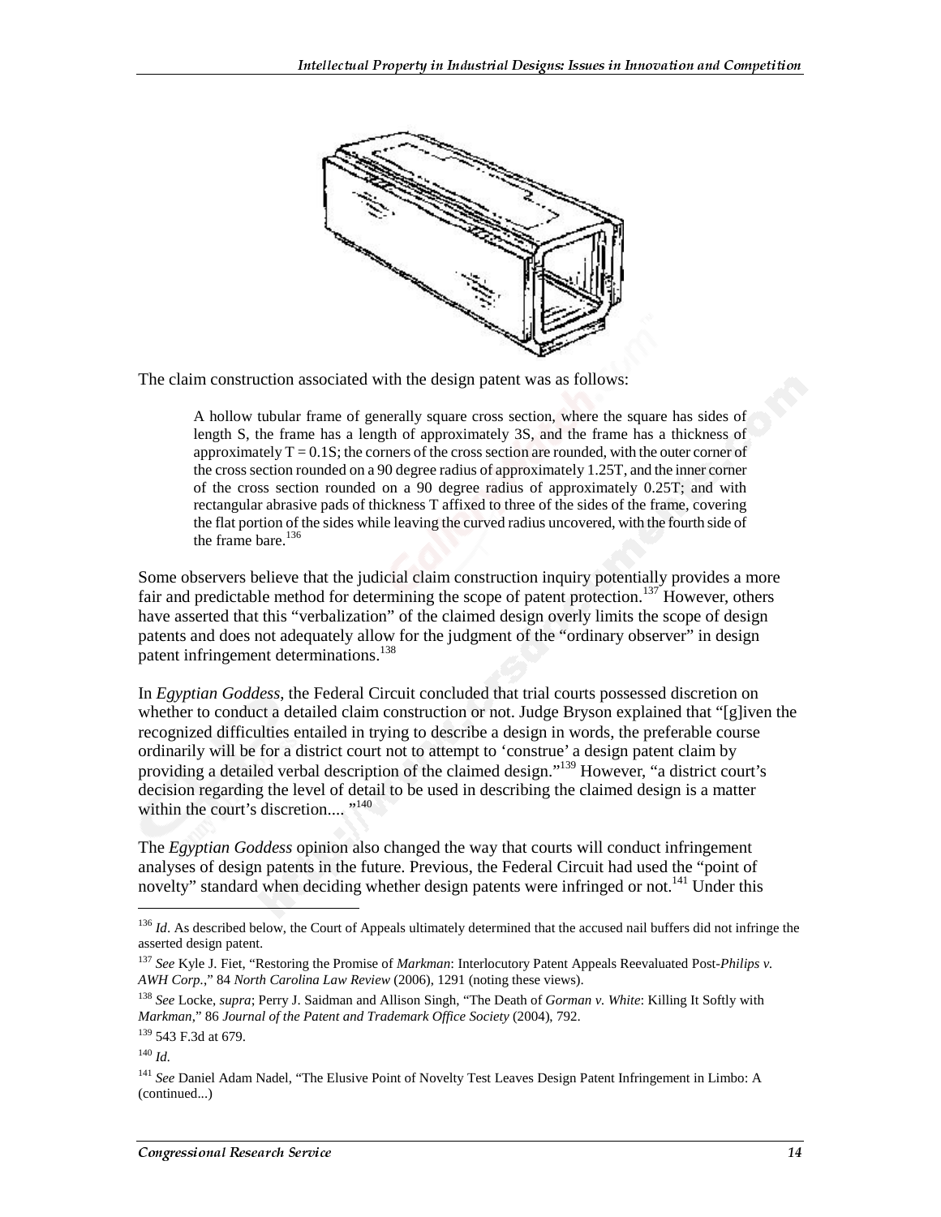The claim construction associated with the design patent was as follows:

> A hollow tubular frame of generally square cross section, where the square has sides of length S, the frame has a length of approximately 3S, and the frame has a thickness of approximately T = 0.1S; the corners of the cross section are rounded, with the outer corner of the cross section rounded on a 90 degree radius of approximately 1.25T, and the inner corner of the cross section rounded on a 90 degree radius of approximately 0.25T; and with rectangular abrasive pads of thickness T affixed to three of the sides of the frame, covering the flat portion of the sides while leaving the curved radius uncovered, with the fourth side of the frame bare.[136]

Some observers believe that the judicial claim construction inquiry potentially provides a more fair and predictable method for determining the scope of patent protection.[137] However, others have asserted that this "verbalization" of the claimed design overly limits the scope of design patents and does not adequately allow for the judgment of the "ordinary observer" in design patent infringement determinations.[138]

In *Egyptian Goddess*, the Federal Circuit concluded that trial courts possessed discretion on whether to conduct a detailed claim construction or not. Judge Bryson explained that "[g]iven the recognized difficulties entailed in trying to describe a design in words, the preferable course ordinarily will be for a district court not to attempt to 'construe' a design patent claim by providing a detailed verbal description of the claimed design."[139] However, "a district court's decision regarding the level of detail to be used in describing the claimed design is a matter within the court's discretion.... "[140]

The *Egyptian Goddess* opinion also changed the way that courts will conduct infringement analyses of design patents in the future. Previous, the Federal Circuit had used the "point of novelty" standard when deciding whether design patents were infringed or not.[141] Under this

---

[136] *Id*. As described below, the Court of Appeals ultimately determined that the accused nail buffers did not infringe the asserted design patent.

[137] *See* Kyle J. Fiet, "Restoring the Promise of *Markman*: Interlocutory Patent Appeals Reevaluated Post-*Philips v. AWH Corp*.," 84 *North Carolina Law Review* (2006), 1291 (noting these views).

[138] *See* Locke, *supra*; Perry J. Saidman and Allison Singh, "The Death of *Gorman v. White*: Killing It Softly with *Markman*," 86 *Journal of the Patent and Trademark Office Society* (2004), 792.

[139] 543 F.3d at 679.

[140] *Id*.

[141] *See* Daniel Adam Nadel, "The Elusive Point of Novelty Test Leaves Design Patent Infringement in Limbo: A (continued...)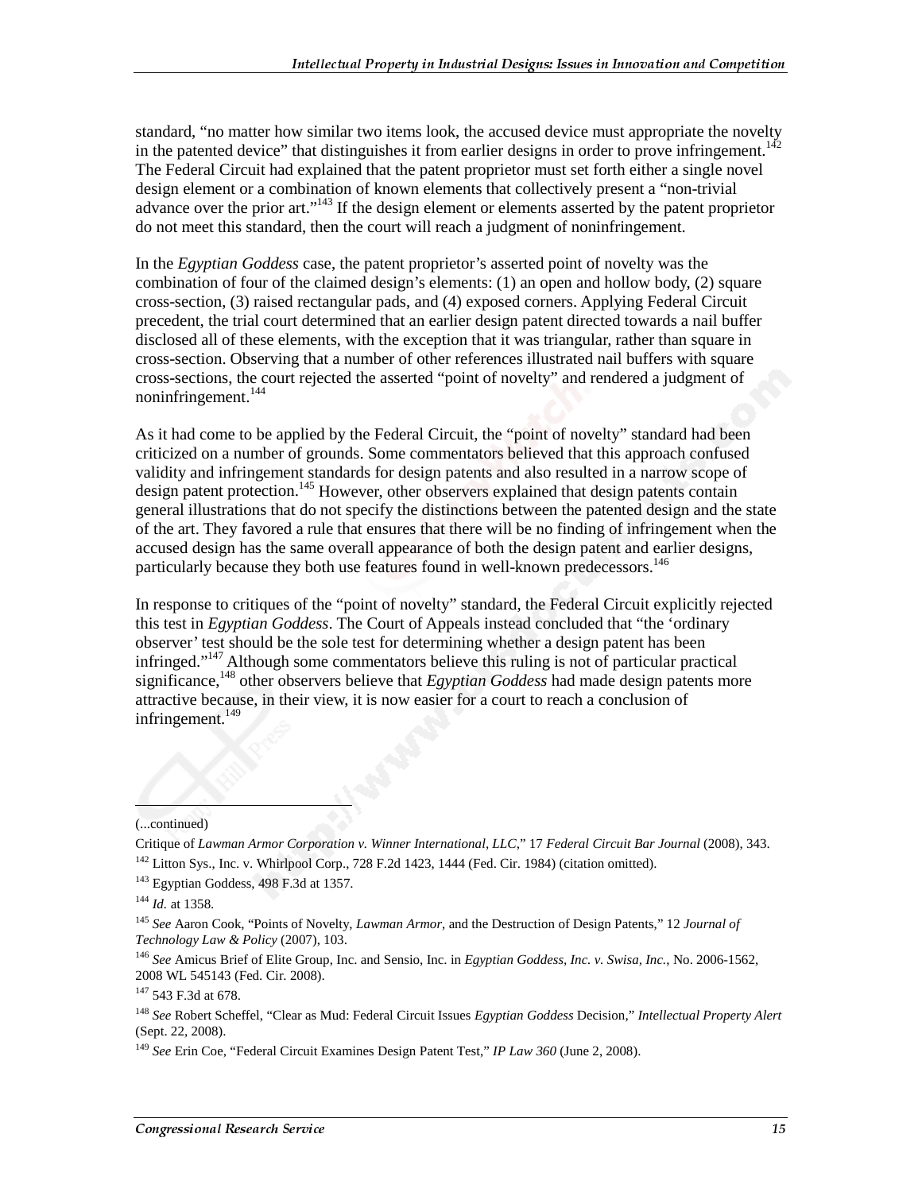standard, "no matter how similar two items look, the accused device must appropriate the novelty in the patented device" that distinguishes it from earlier designs in order to prove infringement.[142] The Federal Circuit had explained that the patent proprietor must set forth either a single novel design element or a combination of known elements that collectively present a "non-trivial advance over the prior art."[143] If the design element or elements asserted by the patent proprietor do not meet this standard, then the court will reach a judgment of noninfringement.

In the *Egyptian Goddess* case, the patent proprietor's asserted point of novelty was the combination of four of the claimed design's elements: (1) an open and hollow body, (2) square cross-section, (3) raised rectangular pads, and (4) exposed corners. Applying Federal Circuit precedent, the trial court determined that an earlier design patent directed towards a nail buffer disclosed all of these elements, with the exception that it was triangular, rather than square in cross-section. Observing that a number of other references illustrated nail buffers with square cross-sections, the court rejected the asserted "point of novelty" and rendered a judgment of noninfringement.[144]

As it had come to be applied by the Federal Circuit, the "point of novelty" standard had been criticized on a number of grounds. Some commentators believed that this approach confused validity and infringement standards for design patents and also resulted in a narrow scope of design patent protection.[145] However, other observers explained that design patents contain general illustrations that do not specify the distinctions between the patented design and the state of the art. They favored a rule that ensures that there will be no finding of infringement when the accused design has the same overall appearance of both the design patent and earlier designs, particularly because they both use features found in well-known predecessors.[146]

In response to critiques of the "point of novelty" standard, the Federal Circuit explicitly rejected this test in *Egyptian Goddess*. The Court of Appeals instead concluded that "the 'ordinary observer' test should be the sole test for determining whether a design patent has been infringed."[147] Although some commentators believe this ruling is not of particular practical significance,[148] other observers believe that *Egyptian Goddess* had made design patents more attractive because, in their view, it is now easier for a court to reach a conclusion of infringement.[149]

---

(...continued)

Critique of *Lawman Armor Corporation v. Winner International, LLC*," 17 *Federal Circuit Bar Journal* (2008), 343.

[142] Litton Sys., Inc. v. Whirlpool Corp., 728 F.2d 1423, 1444 (Fed. Cir. 1984) (citation omitted).

[143] Egyptian Goddess, 498 F.3d at 1357.

[144] *Id.* at 1358.

[145] *See* Aaron Cook, "Points of Novelty, *Lawman Armor*, and the Destruction of Design Patents," 12 *Journal of Technology Law & Policy* (2007), 103.

[146] *See* Amicus Brief of Elite Group, Inc. and Sensio, Inc. in *Egyptian Goddess, Inc. v. Swisa, Inc.*, No. 2006-1562, 2008 WL 545143 (Fed. Cir. 2008).

[147] 543 F.3d at 678.

[148] *See* Robert Scheffel, "Clear as Mud: Federal Circuit Issues *Egyptian Goddess* Decision," *Intellectual Property Alert* (Sept. 22, 2008).

[149] *See* Erin Coe, "Federal Circuit Examines Design Patent Test," *IP Law 360* (June 2, 2008).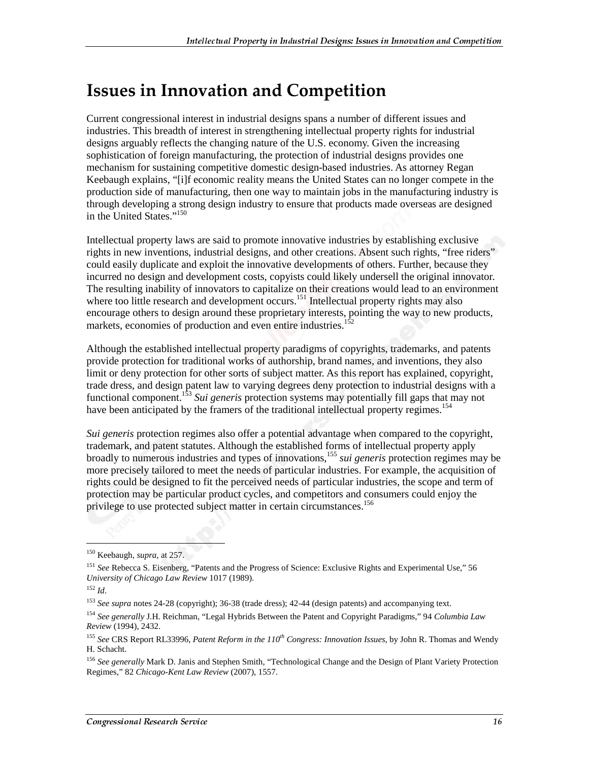# Issues in Innovation and Competition

Current congressional interest in industrial designs spans a number of different issues and industries. This breadth of interest in strengthening intellectual property rights for industrial designs arguably reflects the changing nature of the U.S. economy. Given the increasing sophistication of foreign manufacturing, the protection of industrial designs provides one mechanism for sustaining competitive domestic design-based industries. As attorney Regan Keebaugh explains, "[i]f economic reality means the United States can no longer compete in the production side of manufacturing, then one way to maintain jobs in the manufacturing industry is through developing a strong design industry to ensure that products made overseas are designed in the United States."[150]

Intellectual property laws are said to promote innovative industries by establishing exclusive rights in new inventions, industrial designs, and other creations. Absent such rights, "free riders" could easily duplicate and exploit the innovative developments of others. Further, because they incurred no design and development costs, copyists could likely undersell the original innovator. The resulting inability of innovators to capitalize on their creations would lead to an environment where too little research and development occurs.[151] Intellectual property rights may also encourage others to design around these proprietary interests, pointing the way to new products, markets, economies of production and even entire industries.[152]

Although the established intellectual property paradigms of copyrights, trademarks, and patents provide protection for traditional works of authorship, brand names, and inventions, they also limit or deny protection for other sorts of subject matter. As this report has explained, copyright, trade dress, and design patent law to varying degrees deny protection to industrial designs with a functional component.[153] *Sui generis* protection systems may potentially fill gaps that may not have been anticipated by the framers of the traditional intellectual property regimes.[154]

*Sui generis* protection regimes also offer a potential advantage when compared to the copyright, trademark, and patent statutes. Although the established forms of intellectual property apply broadly to numerous industries and types of innovations,[155] *sui generis* protection regimes may be more precisely tailored to meet the needs of particular industries. For example, the acquisition of rights could be designed to fit the perceived needs of particular industries, the scope and term of protection may be particular product cycles, and competitors and consumers could enjoy the privilege to use protected subject matter in certain circumstances.[156]

---

[150] Keebaugh, *supra*, at 257.

[151] *See* Rebecca S. Eisenberg, "Patents and the Progress of Science: Exclusive Rights and Experimental Use," 56 *University of Chicago Law Review* 1017 (1989).

[152] *Id*.

[153] *See supra* notes 24-28 (copyright); 36-38 (trade dress); 42-44 (design patents) and accompanying text.

[154] *See generally* J.H. Reichman, "Legal Hybrids Between the Patent and Copyright Paradigms," 94 *Columbia Law Review* (1994), 2432.

[155] *See* CRS Report RL33996, *Patent Reform in the 110th Congress: Innovation Issues*, by John R. Thomas and Wendy H. Schacht.

[156] *See generally* Mark D. Janis and Stephen Smith, "Technological Change and the Design of Plant Variety Protection Regimes," 82 *Chicago-Kent Law Review* (2007), 1557.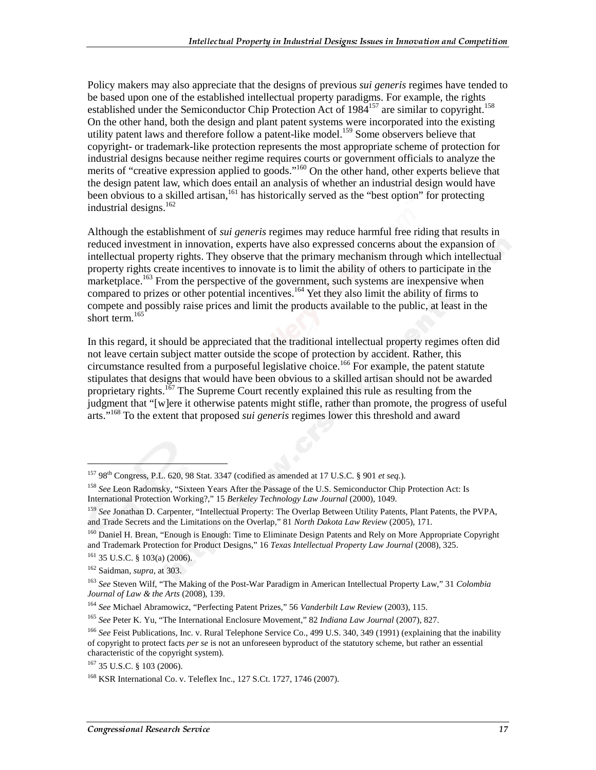Policy makers may also appreciate that the designs of previous *sui generis* regimes have tended to be based upon one of the established intellectual property paradigms. For example, the rights established under the Semiconductor Chip Protection Act of 1984[157] are similar to copyright.[158] On the other hand, both the design and plant patent systems were incorporated into the existing utility patent laws and therefore follow a patent-like model.[159] Some observers believe that copyright- or trademark-like protection represents the most appropriate scheme of protection for industrial designs because neither regime requires courts or government officials to analyze the merits of "creative expression applied to goods."[160] On the other hand, other experts believe that the design patent law, which does entail an analysis of whether an industrial design would have been obvious to a skilled artisan,[161] has historically served as the "best option" for protecting industrial designs.[162]

Although the establishment of *sui generis* regimes may reduce harmful free riding that results in reduced investment in innovation, experts have also expressed concerns about the expansion of intellectual property rights. They observe that the primary mechanism through which intellectual property rights create incentives to innovate is to limit the ability of others to participate in the marketplace.[163] From the perspective of the government, such systems are inexpensive when compared to prizes or other potential incentives.[164] Yet they also limit the ability of firms to compete and possibly raise prices and limit the products available to the public, at least in the short term.[165]

In this regard, it should be appreciated that the traditional intellectual property regimes often did not leave certain subject matter outside the scope of protection by accident. Rather, this circumstance resulted from a purposeful legislative choice.[166] For example, the patent statute stipulates that designs that would have been obvious to a skilled artisan should not be awarded proprietary rights.[167] The Supreme Court recently explained this rule as resulting from the judgment that "[w]ere it otherwise patents might stifle, rather than promote, the progress of useful arts."[168] To the extent that proposed *sui generis* regimes lower this threshold and award

---

[157] 98th Congress, P.L. 620, 98 Stat. 3347 (codified as amended at 17 U.S.C. § 901 *et seq.*).

[158] *See* Leon Radomsky, "Sixteen Years After the Passage of the U.S. Semiconductor Chip Protection Act: Is International Protection Working?," 15 *Berkeley Technology Law Journal* (2000), 1049.

[159] *See* Jonathan D. Carpenter, "Intellectual Property: The Overlap Between Utility Patents, Plant Patents, the PVPA, and Trade Secrets and the Limitations on the Overlap," 81 *North Dakota Law Review* (2005), 171.

[160] Daniel H. Brean, "Enough is Enough: Time to Eliminate Design Patents and Rely on More Appropriate Copyright and Trademark Protection for Product Designs," 16 *Texas Intellectual Property Law Journal* (2008), 325.

[161] 35 U.S.C. § 103(a) (2006).

[162] Saidman, *supra*, at 303.

[163] *See* Steven Wilf, "The Making of the Post-War Paradigm in American Intellectual Property Law," 31 *Colombia Journal of Law & the Arts* (2008), 139.

[164] *See* Michael Abramowicz, "Perfecting Patent Prizes," 56 *Vanderbilt Law Review* (2003), 115.

[165] *See* Peter K. Yu, "The International Enclosure Movement," 82 *Indiana Law Journal* (2007), 827.

[166] *See* Feist Publications, Inc. v. Rural Telephone Service Co., 499 U.S. 340, 349 (1991) (explaining that the inability of copyright to protect facts *per se* is not an unforeseen byproduct of the statutory scheme, but rather an essential characteristic of the copyright system).

[167] 35 U.S.C. § 103 (2006).

[168] KSR International Co. v. Teleflex Inc., 127 S.Ct. 1727, 1746 (2007).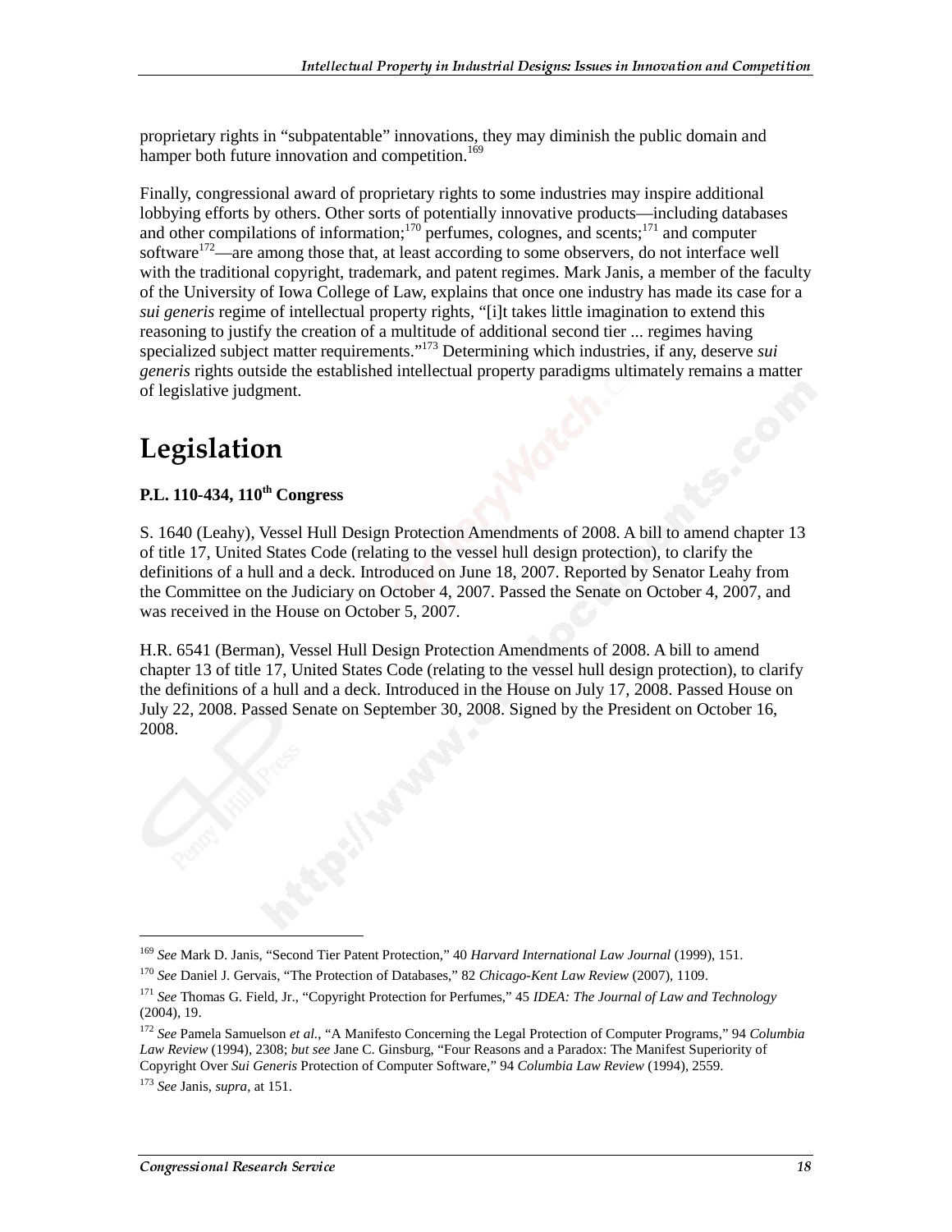proprietary rights in "subpatentable" innovations, they may diminish the public domain and hamper both future innovation and competition.[169]

Finally, congressional award of proprietary rights to some industries may inspire additional lobbying efforts by others. Other sorts of potentially innovative products—including databases and other compilations of information;[170] perfumes, colognes, and scents;[171] and computer software[172]—are among those that, at least according to some observers, do not interface well with the traditional copyright, trademark, and patent regimes. Mark Janis, a member of the faculty of the University of Iowa College of Law, explains that once one industry has made its case for a *sui generis* regime of intellectual property rights, "[i]t takes little imagination to extend this reasoning to justify the creation of a multitude of additional second tier ... regimes having specialized subject matter requirements."[173] Determining which industries, if any, deserve *sui generis* rights outside the established intellectual property paradigms ultimately remains a matter of legislative judgment.

# Legislation

**P.L. 110-434, 110th Congress**

S. 1640 (Leahy), Vessel Hull Design Protection Amendments of 2008. A bill to amend chapter 13 of title 17, United States Code (relating to the vessel hull design protection), to clarify the definitions of a hull and a deck. Introduced on June 18, 2007. Reported by Senator Leahy from the Committee on the Judiciary on October 4, 2007. Passed the Senate on October 4, 2007, and was received in the House on October 5, 2007.

H.R. 6541 (Berman), Vessel Hull Design Protection Amendments of 2008. A bill to amend chapter 13 of title 17, United States Code (relating to the vessel hull design protection), to clarify the definitions of a hull and a deck. Introduced in the House on July 17, 2008. Passed House on July 22, 2008. Passed Senate on September 30, 2008. Signed by the President on October 16, 2008.

---

[169] *See* Mark D. Janis, "Second Tier Patent Protection," 40 *Harvard International Law Journal* (1999), 151.

[170] *See* Daniel J. Gervais, "The Protection of Databases," 82 *Chicago-Kent Law Review* (2007), 1109.

[171] *See* Thomas G. Field, Jr., "Copyright Protection for Perfumes," 45 *IDEA: The Journal of Law and Technology* (2004), 19.

[172] *See* Pamela Samuelson *et al.*, "A Manifesto Concerning the Legal Protection of Computer Programs," 94 *Columbia Law Review* (1994), 2308; *but see* Jane C. Ginsburg, "Four Reasons and a Paradox: The Manifest Superiority of Copyright Over *Sui Generis* Protection of Computer Software," 94 *Columbia Law Review* (1994), 2559.

[173] *See* Janis, *supra*, at 151.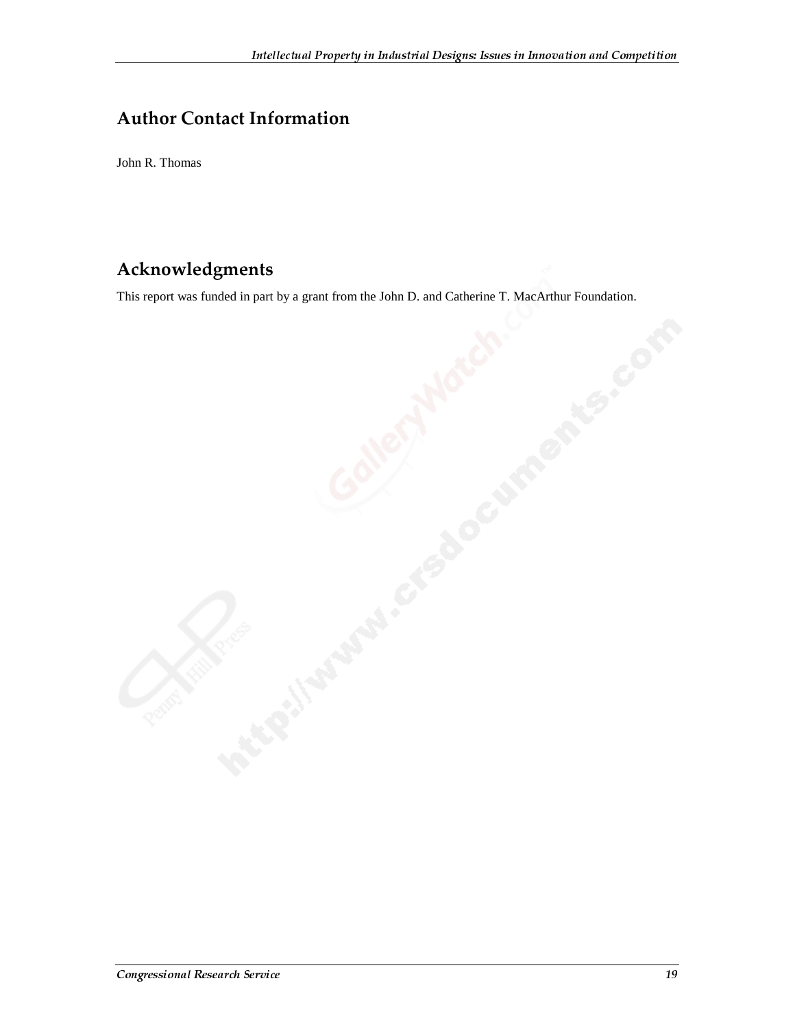## Author Contact Information

John R. Thomas

## Acknowledgments

This report was funded in part by a grant from the John D. and Catherine T. MacArthur Foundation.